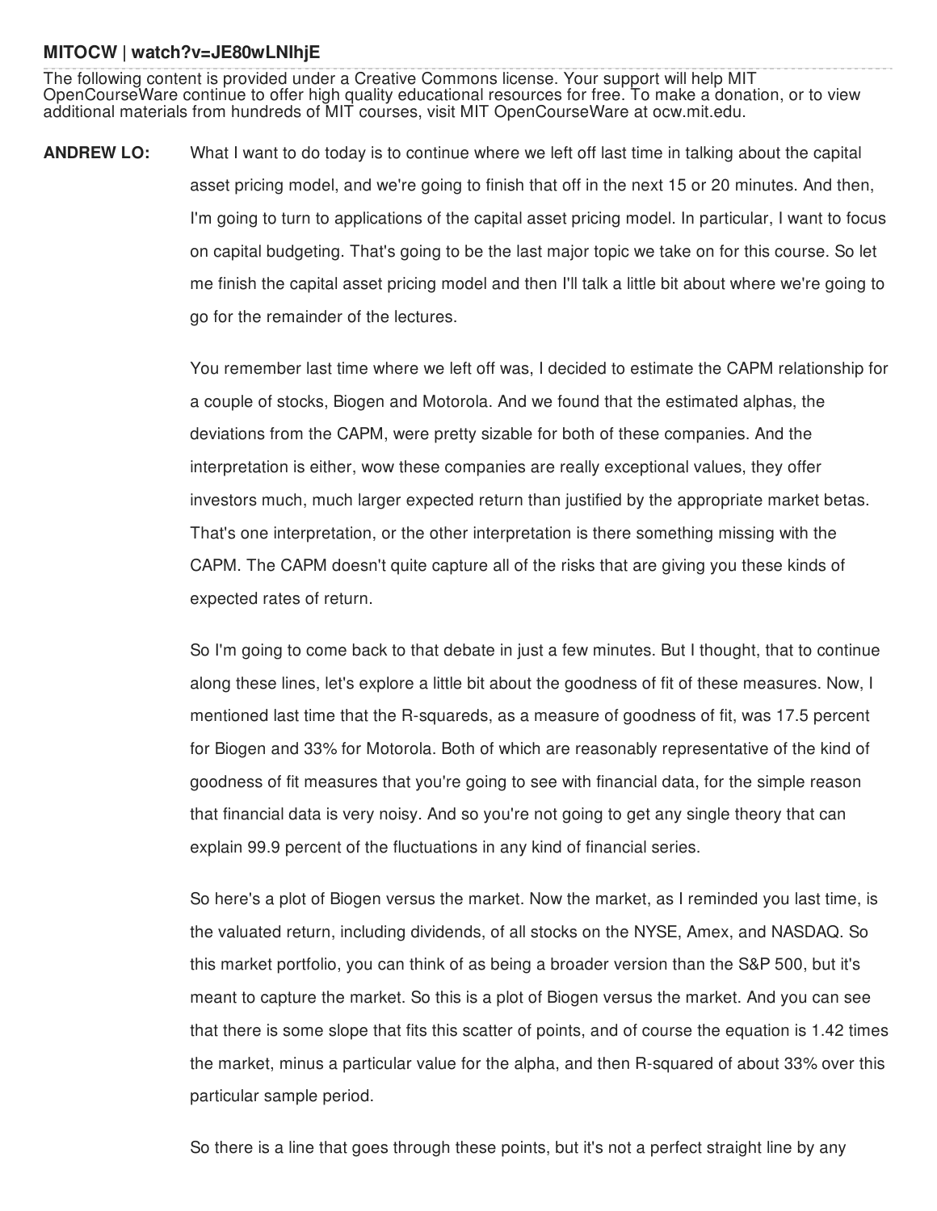**MITOCW | watch?v=JE80wLNIhjE**

The following content is provided under a Creative Commons license. Your support will help MIT OpenCourseWare continue to offer high quality educational resources for free. To make a donation, or to view additional materials from hundreds of MIT courses, visit MIT OpenCourseWare at ocw.mit.edu.

**ANDREW LO:** What I want to do today is to continue where we left off last time in talking about the capital asset pricing model, and we're going to finish that off in the next 15 or 20 minutes. And then, I'm going to turn to applications of the capital asset pricing model. In particular, I want to focus on capital budgeting. That's going to be the last major topic we take on for this course. So let me finish the capital asset pricing model and then I'll talk a little bit about where we're going to go for the remainder of the lectures.

You remember last time where we left off was, I decided to estimate the CAPM relationship for a couple of stocks, Biogen and Motorola. And we found that the estimated alphas, the deviations from the CAPM, were pretty sizable for both of these companies. And the interpretation is either, wow these companies are really exceptional values, they offer investors much, much larger expected return than justified by the appropriate market betas. That's one interpretation, or the other interpretation is there something missing with the CAPM. The CAPM doesn't quite capture all of the risks that are giving you these kinds of expected rates of return.

So I'm going to come back to that debate in just a few minutes. But I thought, that to continue along these lines, let's explore a little bit about the goodness of fit of these measures. Now, I mentioned last time that the R-squareds, as a measure of goodness of fit, was 17.5 percent for Biogen and 33% for Motorola. Both of which are reasonably representative of the kind of goodness of fit measures that you're going to see with financial data, for the simple reason that financial data is very noisy. And so you're not going to get any single theory that can explain 99.9 percent of the fluctuations in any kind of financial series.

So here's a plot of Biogen versus the market. Now the market, as I reminded you last time, is the valuated return, including dividends, of all stocks on the NYSE, Amex, and NASDAQ. So this market portfolio, you can think of as being a broader version than the S&P 500, but it's meant to capture the market. So this is a plot of Biogen versus the market. And you can see that there is some slope that fits this scatter of points, and of course the equation is 1.42 times the market, minus a particular value for the alpha, and then R-squared of about 33% over this particular sample period.

So there is a line that goes through these points, but it's not a perfect straight line by any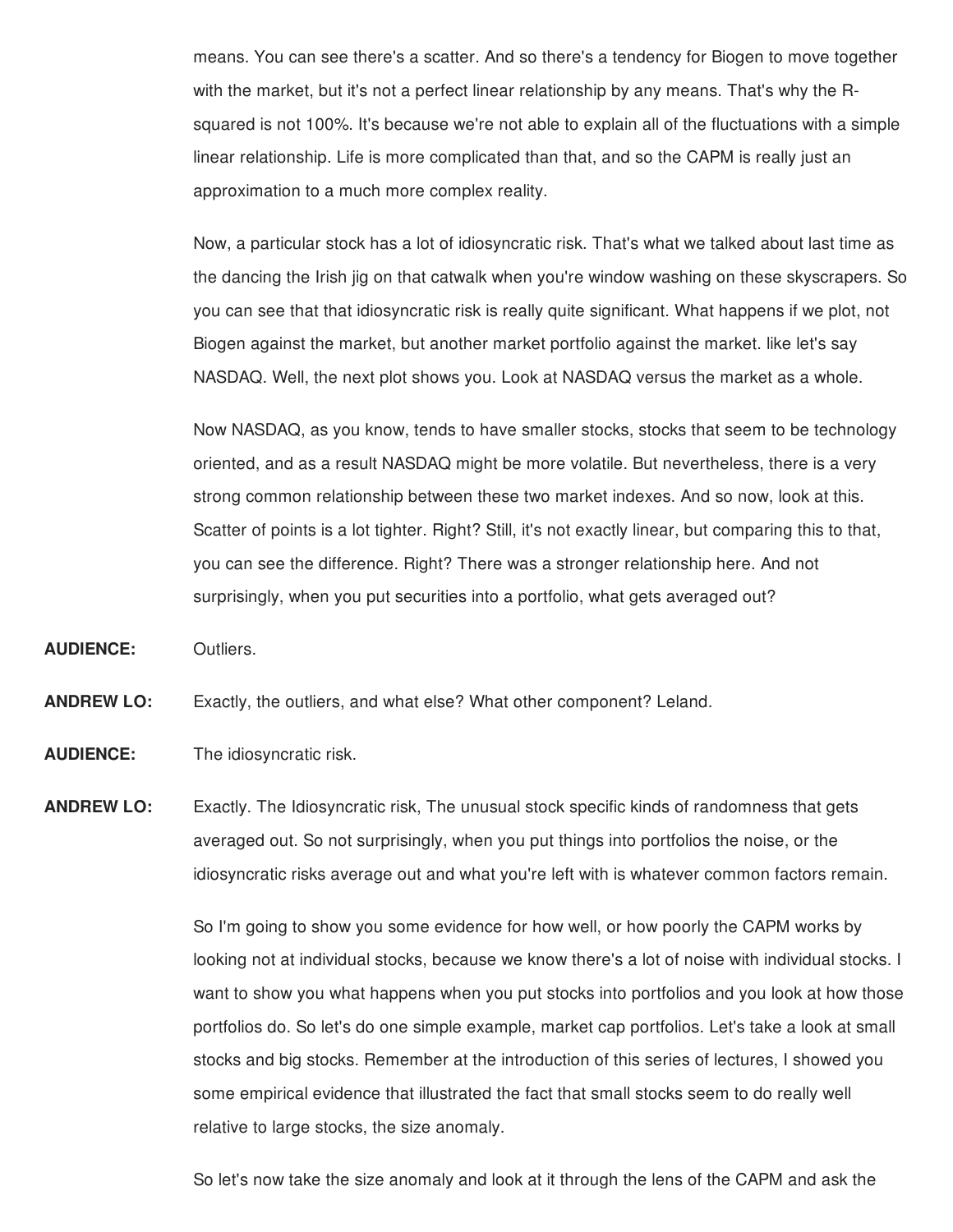means. You can see there's a scatter. And so there's a tendency for Biogen to move together with the market, but it's not a perfect linear relationship by any means. That's why the R-squared is not 100%. It's because we're not able to explain all of the fluctuations with a simple linear relationship. Life is more complicated than that, and so the CAPM is really just an approximation to a much more complex reality.

Now, a particular stock has a lot of idiosyncratic risk. That's what we talked about last time as the dancing the Irish jig on that catwalk when you're window washing on these skyscrapers. So you can see that that idiosyncratic risk is really quite significant. What happens if we plot, not Biogen against the market, but another market portfolio against the market. like let's say NASDAQ. Well, the next plot shows you. Look at NASDAQ versus the market as a whole.

Now NASDAQ, as you know, tends to have smaller stocks, stocks that seem to be technology oriented, and as a result NASDAQ might be more volatile. But nevertheless, there is a very strong common relationship between these two market indexes. And so now, look at this. Scatter of points is a lot tighter. Right? Still, it's not exactly linear, but comparing this to that, you can see the difference. Right? There was a stronger relationship here. And not surprisingly, when you put securities into a portfolio, what gets averaged out?

**AUDIENCE:** Outliers.

**ANDREW LO:** Exactly, the outliers, and what else? What other component? Leland.

**AUDIENCE:** The idiosyncratic risk.

**ANDREW LO:** Exactly. The Idiosyncratic risk, The unusual stock specific kinds of randomness that gets averaged out. So not surprisingly, when you put things into portfolios the noise, or the idiosyncratic risks average out and what you're left with is whatever common factors remain.

So I'm going to show you some evidence for how well, or how poorly the CAPM works by looking not at individual stocks, because we know there's a lot of noise with individual stocks. I want to show you what happens when you put stocks into portfolios and you look at how those portfolios do. So let's do one simple example, market cap portfolios. Let's take a look at small stocks and big stocks. Remember at the introduction of this series of lectures, I showed you some empirical evidence that illustrated the fact that small stocks seem to do really well relative to large stocks, the size anomaly.

So let's now take the size anomaly and look at it through the lens of the CAPM and ask the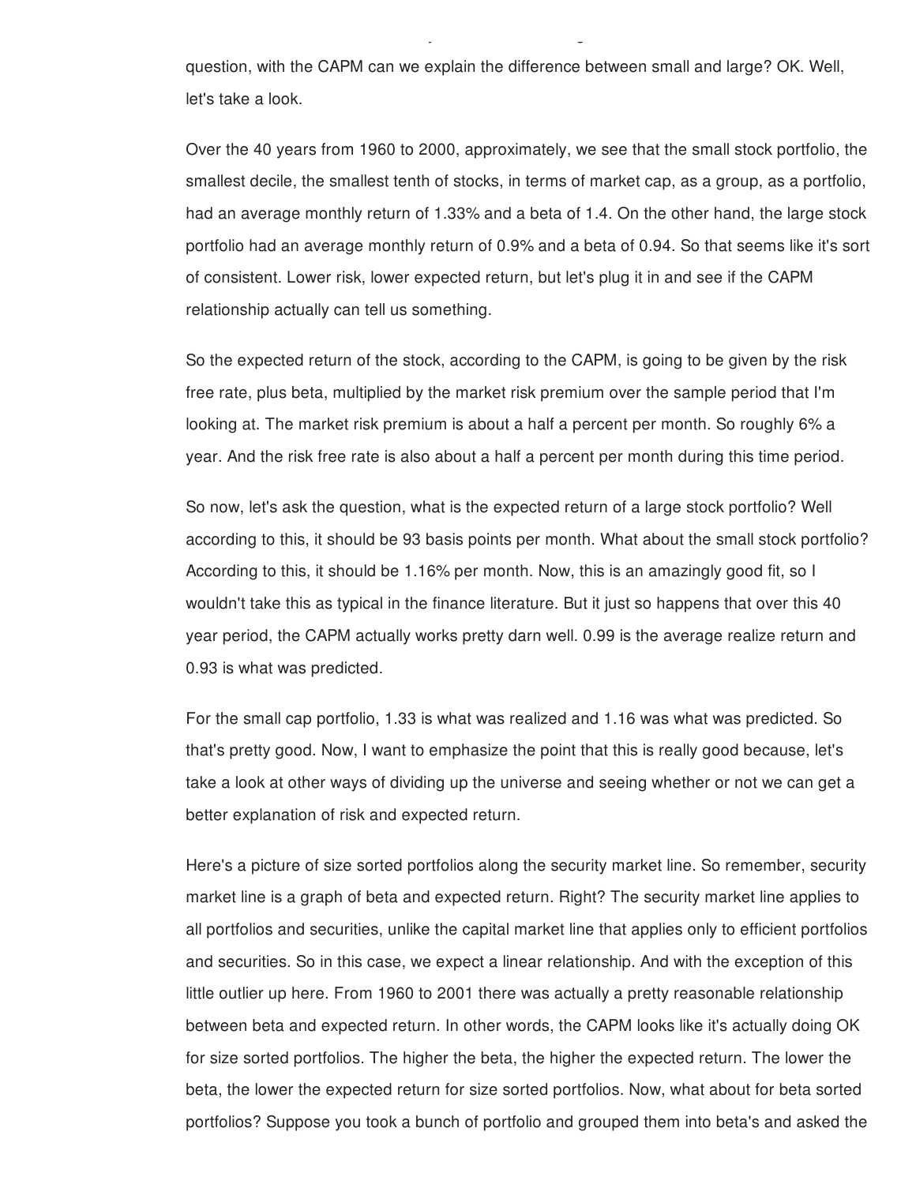question, with the CAPM can we explain the difference between small and large? OK. Well, let's take a look.

Over the 40 years from 1960 to 2000, approximately, we see that the small stock portfolio, the smallest decile, the smallest tenth of stocks, in terms of market cap, as a group, as a portfolio, had an average monthly return of 1.33% and a beta of 1.4. On the other hand, the large stock portfolio had an average monthly return of 0.9% and a beta of 0.94. So that seems like it's sort of consistent. Lower risk, lower expected return, but let's plug it in and see if the CAPM relationship actually can tell us something.

So the expected return of the stock, according to the CAPM, is going to be given by the risk free rate, plus beta, multiplied by the market risk premium over the sample period that I'm looking at. The market risk premium is about a half a percent per month. So roughly 6% a year. And the risk free rate is also about a half a percent per month during this time period.

So now, let's ask the question, what is the expected return of a large stock portfolio? Well according to this, it should be 93 basis points per month. What about the small stock portfolio? According to this, it should be 1.16% per month. Now, this is an amazingly good fit, so I wouldn't take this as typical in the finance literature. But it just so happens that over this 40 year period, the CAPM actually works pretty darn well. 0.99 is the average realize return and 0.93 is what was predicted.

For the small cap portfolio, 1.33 is what was realized and 1.16 was what was predicted. So that's pretty good. Now, I want to emphasize the point that this is really good because, let's take a look at other ways of dividing up the universe and seeing whether or not we can get a better explanation of risk and expected return.

Here's a picture of size sorted portfolios along the security market line. So remember, security market line is a graph of beta and expected return. Right? The security market line applies to all portfolios and securities, unlike the capital market line that applies only to efficient portfolios and securities. So in this case, we expect a linear relationship. And with the exception of this little outlier up here. From 1960 to 2001 there was actually a pretty reasonable relationship between beta and expected return. In other words, the CAPM looks like it's actually doing OK for size sorted portfolios. The higher the beta, the higher the expected return. The lower the beta, the lower the expected return for size sorted portfolios. Now, what about for beta sorted portfolios? Suppose you took a bunch of portfolio and grouped them into beta's and asked the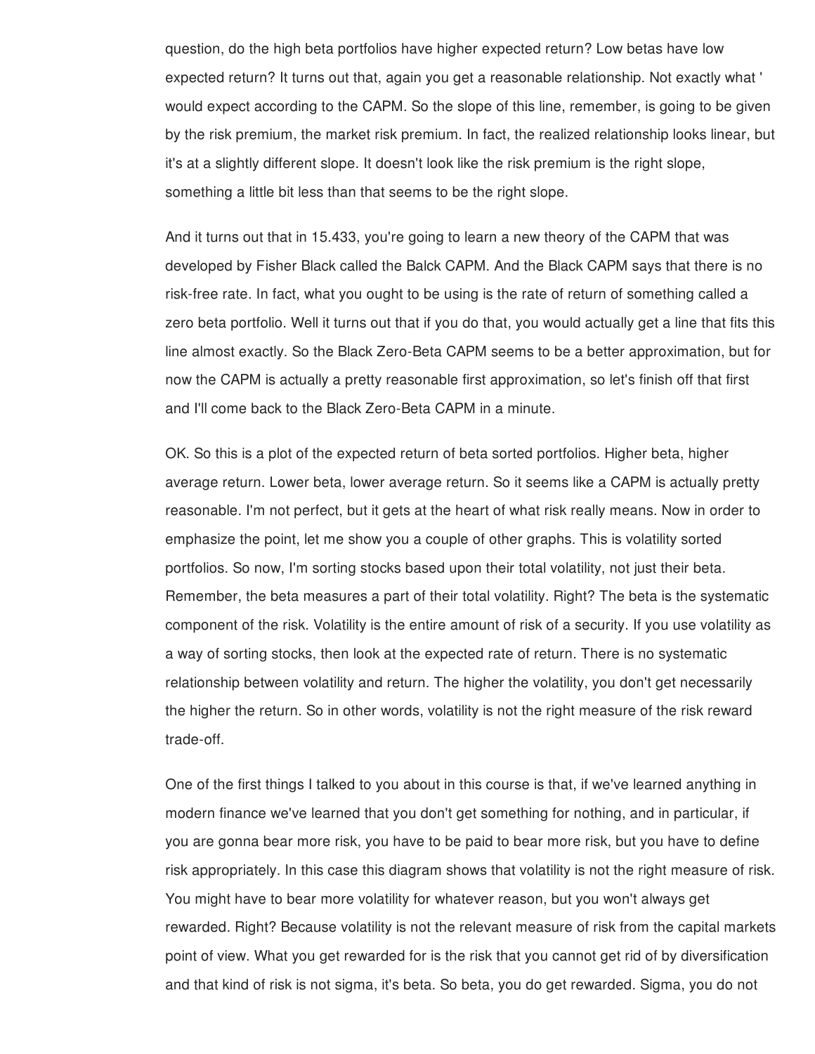question, do the high beta portfolios have higher expected return? Low betas have low expected return? It turns out that, again you get a reasonable relationship. Not exactly what ' would expect according to the CAPM. So the slope of this line, remember, is going to be given by the risk premium, the market risk premium. In fact, the realized relationship looks linear, but it's at a slightly different slope. It doesn't look like the risk premium is the right slope, something a little bit less than that seems to be the right slope.

And it turns out that in 15.433, you're going to learn a new theory of the CAPM that was developed by Fisher Black called the Balck CAPM. And the Black CAPM says that there is no risk-free rate. In fact, what you ought to be using is the rate of return of something called a zero beta portfolio. Well it turns out that if you do that, you would actually get a line that fits this line almost exactly. So the Black Zero-Beta CAPM seems to be a better approximation, but for now the CAPM is actually a pretty reasonable first approximation, so let's finish off that first and I'll come back to the Black Zero-Beta CAPM in a minute.

OK. So this is a plot of the expected return of beta sorted portfolios. Higher beta, higher average return. Lower beta, lower average return. So it seems like a CAPM is actually pretty reasonable. I'm not perfect, but it gets at the heart of what risk really means. Now in order to emphasize the point, let me show you a couple of other graphs. This is volatility sorted portfolios. So now, I'm sorting stocks based upon their total volatility, not just their beta. Remember, the beta measures a part of their total volatility. Right? The beta is the systematic component of the risk. Volatility is the entire amount of risk of a security. If you use volatility as a way of sorting stocks, then look at the expected rate of return. There is no systematic relationship between volatility and return. The higher the volatility, you don't get necessarily the higher the return. So in other words, volatility is not the right measure of the risk reward trade-off.

One of the first things I talked to you about in this course is that, if we've learned anything in modern finance we've learned that you don't get something for nothing, and in particular, if you are gonna bear more risk, you have to be paid to bear more risk, but you have to define risk appropriately. In this case this diagram shows that volatility is not the right measure of risk. You might have to bear more volatility for whatever reason, but you won't always get rewarded. Right? Because volatility is not the relevant measure of risk from the capital markets point of view. What you get rewarded for is the risk that you cannot get rid of by diversification and that kind of risk is not sigma, it's beta. So beta, you do get rewarded. Sigma, you do not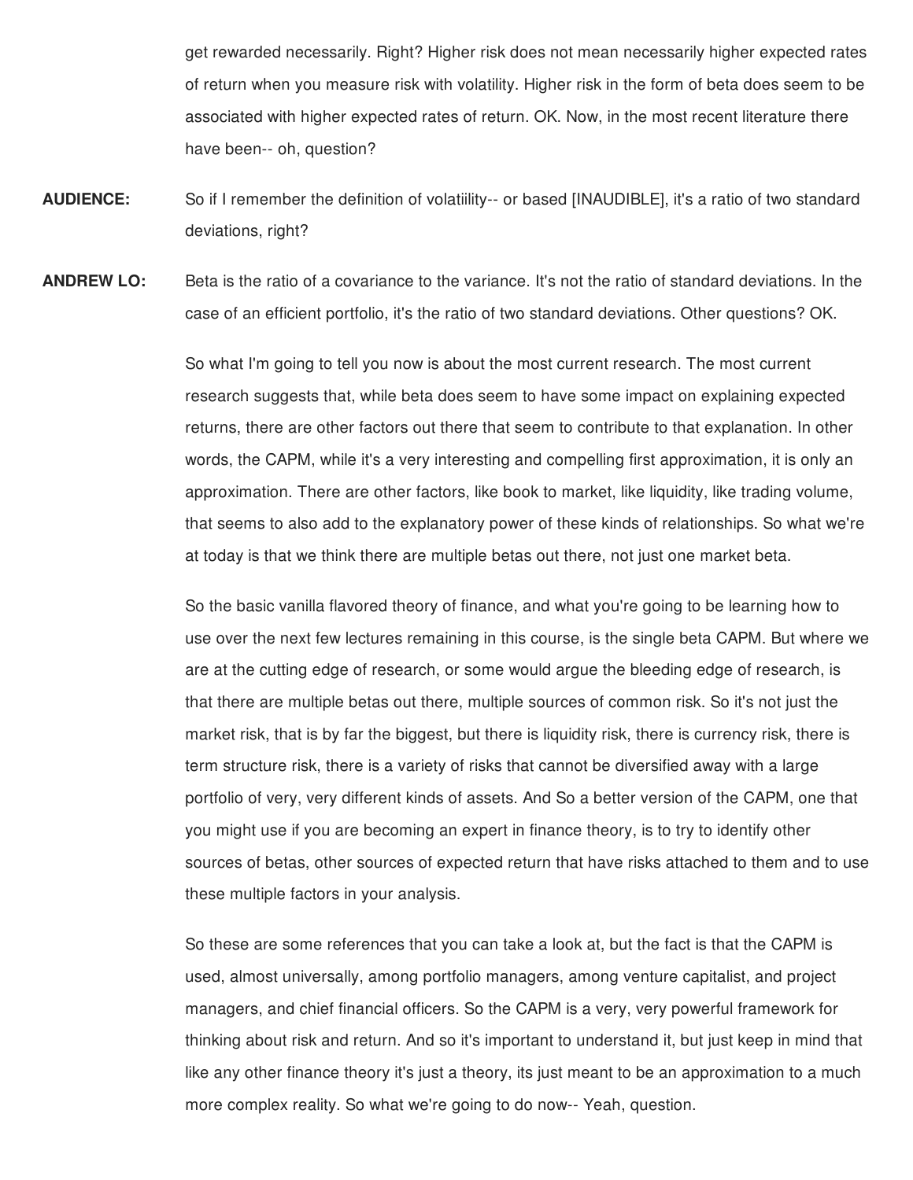get rewarded necessarily. Right? Higher risk does not mean necessarily higher expected rates of return when you measure risk with volatility. Higher risk in the form of beta does seem to be associated with higher expected rates of return. OK. Now, in the most recent literature there have been-- oh, question?

**AUDIENCE:** So if I remember the definition of volatiility-- or based [INAUDIBLE], it's a ratio of two standard deviations, right?

**ANDREW LO:** Beta is the ratio of a covariance to the variance. It's not the ratio of standard deviations. In the case of an efficient portfolio, it's the ratio of two standard deviations. Other questions? OK.

So what I'm going to tell you now is about the most current research. The most current research suggests that, while beta does seem to have some impact on explaining expected returns, there are other factors out there that seem to contribute to that explanation. In other words, the CAPM, while it's a very interesting and compelling first approximation, it is only an approximation. There are other factors, like book to market, like liquidity, like trading volume, that seems to also add to the explanatory power of these kinds of relationships. So what we're at today is that we think there are multiple betas out there, not just one market beta.

So the basic vanilla flavored theory of finance, and what you're going to be learning how to use over the next few lectures remaining in this course, is the single beta CAPM. But where we are at the cutting edge of research, or some would argue the bleeding edge of research, is that there are multiple betas out there, multiple sources of common risk. So it's not just the market risk, that is by far the biggest, but there is liquidity risk, there is currency risk, there is term structure risk, there is a variety of risks that cannot be diversified away with a large portfolio of very, very different kinds of assets. And So a better version of the CAPM, one that you might use if you are becoming an expert in finance theory, is to try to identify other sources of betas, other sources of expected return that have risks attached to them and to use these multiple factors in your analysis.

So these are some references that you can take a look at, but the fact is that the CAPM is used, almost universally, among portfolio managers, among venture capitalist, and project managers, and chief financial officers. So the CAPM is a very, very powerful framework for thinking about risk and return. And so it's important to understand it, but just keep in mind that like any other finance theory it's just a theory, its just meant to be an approximation to a much more complex reality. So what we're going to do now-- Yeah, question.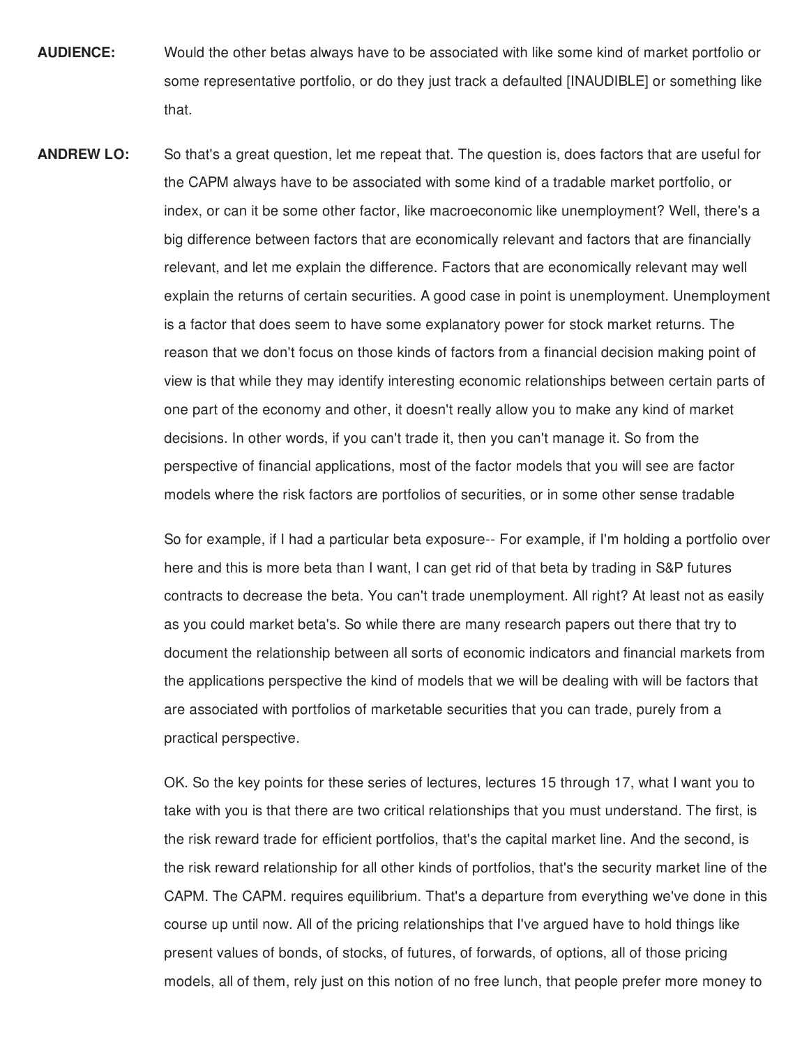**AUDIENCE:** Would the other betas always have to be associated with like some kind of market portfolio or some representative portfolio, or do they just track a defaulted [INAUDIBLE] or something like that.

**ANDREW LO:** So that's a great question, let me repeat that. The question is, does factors that are useful for the CAPM always have to be associated with some kind of a tradable market portfolio, or index, or can it be some other factor, like macroeconomic like unemployment? Well, there's a big difference between factors that are economically relevant and factors that are financially relevant, and let me explain the difference. Factors that are economically relevant may well explain the returns of certain securities. A good case in point is unemployment. Unemployment is a factor that does seem to have some explanatory power for stock market returns. The reason that we don't focus on those kinds of factors from a financial decision making point of view is that while they may identify interesting economic relationships between certain parts of one part of the economy and other, it doesn't really allow you to make any kind of market decisions. In other words, if you can't trade it, then you can't manage it. So from the perspective of financial applications, most of the factor models that you will see are factor models where the risk factors are portfolios of securities, or in some other sense tradable

So for example, if I had a particular beta exposure-- For example, if I'm holding a portfolio over here and this is more beta than I want, I can get rid of that beta by trading in S&P futures contracts to decrease the beta. You can't trade unemployment. All right? At least not as easily as you could market beta's. So while there are many research papers out there that try to document the relationship between all sorts of economic indicators and financial markets from the applications perspective the kind of models that we will be dealing with will be factors that are associated with portfolios of marketable securities that you can trade, purely from a practical perspective.

OK. So the key points for these series of lectures, lectures 15 through 17, what I want you to take with you is that there are two critical relationships that you must understand. The first, is the risk reward trade for efficient portfolios, that's the capital market line. And the second, is the risk reward relationship for all other kinds of portfolios, that's the security market line of the CAPM. The CAPM. requires equilibrium. That's a departure from everything we've done in this course up until now. All of the pricing relationships that I've argued have to hold things like present values of bonds, of stocks, of futures, of forwards, of options, all of those pricing models, all of them, rely just on this notion of no free lunch, that people prefer more money to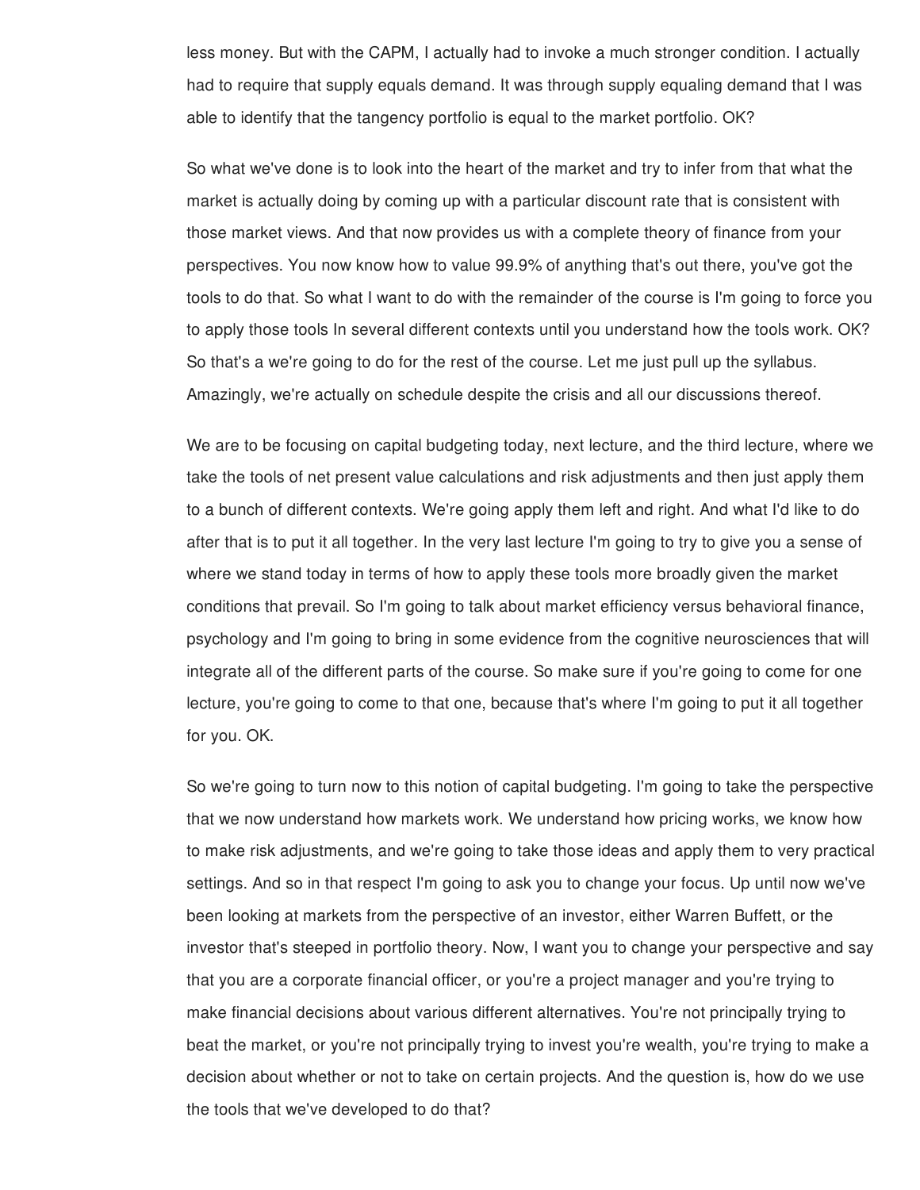less money. But with the CAPM, I actually had to invoke a much stronger condition. I actually had to require that supply equals demand. It was through supply equaling demand that I was able to identify that the tangency portfolio is equal to the market portfolio. OK?

So what we've done is to look into the heart of the market and try to infer from that what the market is actually doing by coming up with a particular discount rate that is consistent with those market views. And that now provides us with a complete theory of finance from your perspectives. You now know how to value 99.9% of anything that's out there, you've got the tools to do that. So what I want to do with the remainder of the course is I'm going to force you to apply those tools In several different contexts until you understand how the tools work. OK? So that's a we're going to do for the rest of the course. Let me just pull up the syllabus. Amazingly, we're actually on schedule despite the crisis and all our discussions thereof.

We are to be focusing on capital budgeting today, next lecture, and the third lecture, where we take the tools of net present value calculations and risk adjustments and then just apply them to a bunch of different contexts. We're going apply them left and right. And what I'd like to do after that is to put it all together. In the very last lecture I'm going to try to give you a sense of where we stand today in terms of how to apply these tools more broadly given the market conditions that prevail. So I'm going to talk about market efficiency versus behavioral finance, psychology and I'm going to bring in some evidence from the cognitive neurosciences that will integrate all of the different parts of the course. So make sure if you're going to come for one lecture, you're going to come to that one, because that's where I'm going to put it all together for you. OK.

So we're going to turn now to this notion of capital budgeting. I'm going to take the perspective that we now understand how markets work. We understand how pricing works, we know how to make risk adjustments, and we're going to take those ideas and apply them to very practical settings. And so in that respect I'm going to ask you to change your focus. Up until now we've been looking at markets from the perspective of an investor, either Warren Buffett, or the investor that's steeped in portfolio theory. Now, I want you to change your perspective and say that you are a corporate financial officer, or you're a project manager and you're trying to make financial decisions about various different alternatives. You're not principally trying to beat the market, or you're not principally trying to invest you're wealth, you're trying to make a decision about whether or not to take on certain projects. And the question is, how do we use the tools that we've developed to do that?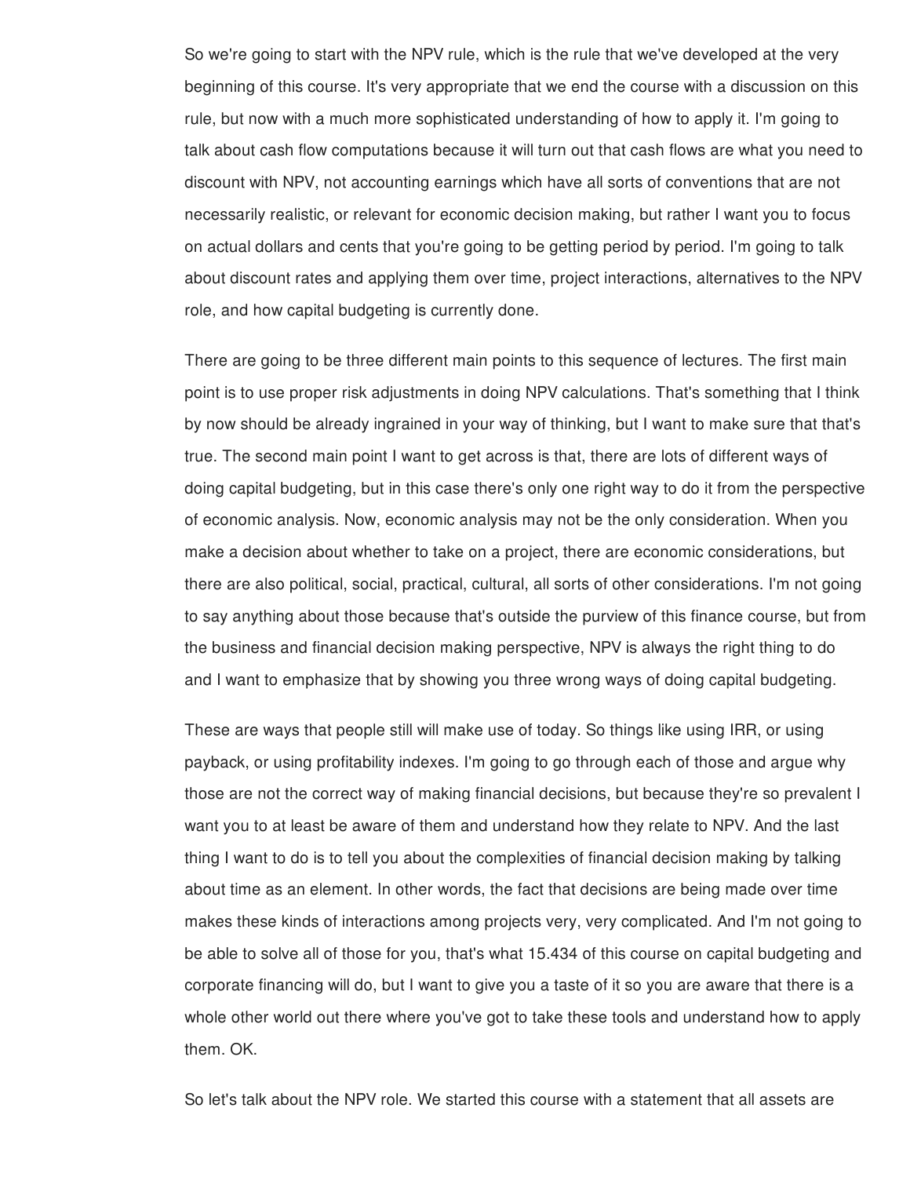So we're going to start with the NPV rule, which is the rule that we've developed at the very beginning of this course. It's very appropriate that we end the course with a discussion on this rule, but now with a much more sophisticated understanding of how to apply it. I'm going to talk about cash flow computations because it will turn out that cash flows are what you need to discount with NPV, not accounting earnings which have all sorts of conventions that are not necessarily realistic, or relevant for economic decision making, but rather I want you to focus on actual dollars and cents that you're going to be getting period by period. I'm going to talk about discount rates and applying them over time, project interactions, alternatives to the NPV role, and how capital budgeting is currently done.

There are going to be three different main points to this sequence of lectures. The first main point is to use proper risk adjustments in doing NPV calculations. That's something that I think by now should be already ingrained in your way of thinking, but I want to make sure that that's true. The second main point I want to get across is that, there are lots of different ways of doing capital budgeting, but in this case there's only one right way to do it from the perspective of economic analysis. Now, economic analysis may not be the only consideration. When you make a decision about whether to take on a project, there are economic considerations, but there are also political, social, practical, cultural, all sorts of other considerations. I'm not going to say anything about those because that's outside the purview of this finance course, but from the business and financial decision making perspective, NPV is always the right thing to do and I want to emphasize that by showing you three wrong ways of doing capital budgeting.

These are ways that people still will make use of today. So things like using IRR, or using payback, or using profitability indexes. I'm going to go through each of those and argue why those are not the correct way of making financial decisions, but because they're so prevalent I want you to at least be aware of them and understand how they relate to NPV. And the last thing I want to do is to tell you about the complexities of financial decision making by talking about time as an element. In other words, the fact that decisions are being made over time makes these kinds of interactions among projects very, very complicated. And I'm not going to be able to solve all of those for you, that's what 15.434 of this course on capital budgeting and corporate financing will do, but I want to give you a taste of it so you are aware that there is a whole other world out there where you've got to take these tools and understand how to apply them. OK.

So let's talk about the NPV role. We started this course with a statement that all assets are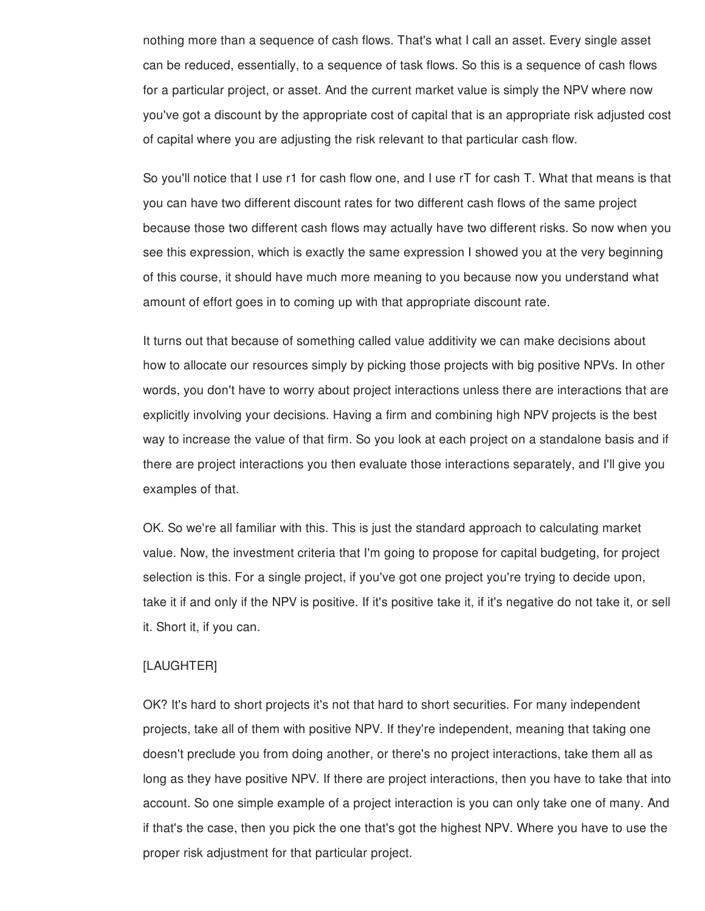nothing more than a sequence of cash flows. That's what I call an asset. Every single asset can be reduced, essentially, to a sequence of task flows. So this is a sequence of cash flows for a particular project, or asset. And the current market value is simply the NPV where now you've got a discount by the appropriate cost of capital that is an appropriate risk adjusted cost of capital where you are adjusting the risk relevant to that particular cash flow.

So you'll notice that I use r1 for cash flow one, and I use rT for cash T. What that means is that you can have two different discount rates for two different cash flows of the same project because those two different cash flows may actually have two different risks. So now when you see this expression, which is exactly the same expression I showed you at the very beginning of this course, it should have much more meaning to you because now you understand what amount of effort goes in to coming up with that appropriate discount rate.

It turns out that because of something called value additivity we can make decisions about how to allocate our resources simply by picking those projects with big positive NPVs. In other words, you don't have to worry about project interactions unless there are interactions that are explicitly involving your decisions. Having a firm and combining high NPV projects is the best way to increase the value of that firm. So you look at each project on a standalone basis and if there are project interactions you then evaluate those interactions separately, and I'll give you examples of that.

OK. So we're all familiar with this. This is just the standard approach to calculating market value. Now, the investment criteria that I'm going to propose for capital budgeting, for project selection is this. For a single project, if you've got one project you're trying to decide upon, take it if and only if the NPV is positive. If it's positive take it, if it's negative do not take it, or sell it. Short it, if you can.

[LAUGHTER]

OK? It's hard to short projects it's not that hard to short securities. For many independent projects, take all of them with positive NPV. If they're independent, meaning that taking one doesn't preclude you from doing another, or there's no project interactions, take them all as long as they have positive NPV. If there are project interactions, then you have to take that into account. So one simple example of a project interaction is you can only take one of many. And if that's the case, then you pick the one that's got the highest NPV. Where you have to use the proper risk adjustment for that particular project.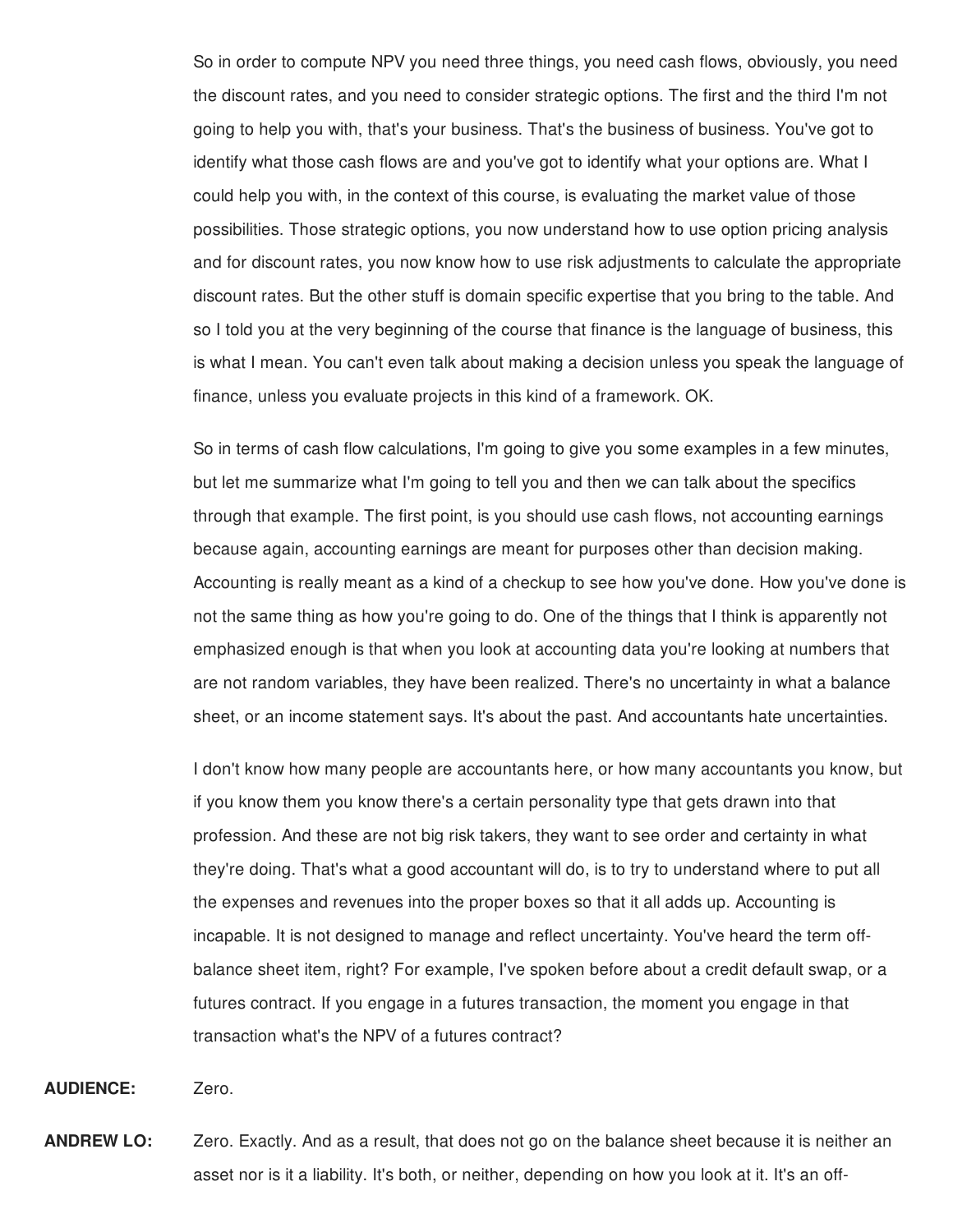So in order to compute NPV you need three things, you need cash flows, obviously, you need the discount rates, and you need to consider strategic options. The first and the third I'm not going to help you with, that's your business. That's the business of business. You've got to identify what those cash flows are and you've got to identify what your options are. What I could help you with, in the context of this course, is evaluating the market value of those possibilities. Those strategic options, you now understand how to use option pricing analysis and for discount rates, you now know how to use risk adjustments to calculate the appropriate discount rates. But the other stuff is domain specific expertise that you bring to the table. And so I told you at the very beginning of the course that finance is the language of business, this is what I mean. You can't even talk about making a decision unless you speak the language of finance, unless you evaluate projects in this kind of a framework. OK.

So in terms of cash flow calculations, I'm going to give you some examples in a few minutes, but let me summarize what I'm going to tell you and then we can talk about the specifics through that example. The first point, is you should use cash flows, not accounting earnings because again, accounting earnings are meant for purposes other than decision making. Accounting is really meant as a kind of a checkup to see how you've done. How you've done is not the same thing as how you're going to do. One of the things that I think is apparently not emphasized enough is that when you look at accounting data you're looking at numbers that are not random variables, they have been realized. There's no uncertainty in what a balance sheet, or an income statement says. It's about the past. And accountants hate uncertainties.

I don't know how many people are accountants here, or how many accountants you know, but if you know them you know there's a certain personality type that gets drawn into that profession. And these are not big risk takers, they want to see order and certainty in what they're doing. That's what a good accountant will do, is to try to understand where to put all the expenses and revenues into the proper boxes so that it all adds up. Accounting is incapable. It is not designed to manage and reflect uncertainty. You've heard the term off-balance sheet item, right? For example, I've spoken before about a credit default swap, or a futures contract. If you engage in a futures transaction, the moment you engage in that transaction what's the NPV of a futures contract?

**AUDIENCE:** Zero.

**ANDREW LO:** Zero. Exactly. And as a result, that does not go on the balance sheet because it is neither an asset nor is it a liability. It's both, or neither, depending on how you look at it. It's an off-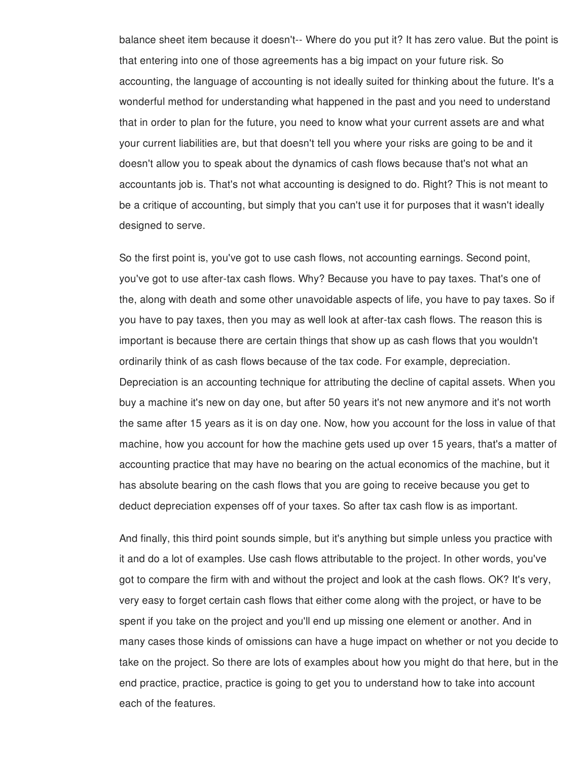balance sheet item because it doesn't-- Where do you put it? It has zero value. But the point is that entering into one of those agreements has a big impact on your future risk. So accounting, the language of accounting is not ideally suited for thinking about the future. It's a wonderful method for understanding what happened in the past and you need to understand that in order to plan for the future, you need to know what your current assets are and what your current liabilities are, but that doesn't tell you where your risks are going to be and it doesn't allow you to speak about the dynamics of cash flows because that's not what an accountants job is. That's not what accounting is designed to do. Right? This is not meant to be a critique of accounting, but simply that you can't use it for purposes that it wasn't ideally designed to serve.

So the first point is, you've got to use cash flows, not accounting earnings. Second point, you've got to use after-tax cash flows. Why? Because you have to pay taxes. That's one of the, along with death and some other unavoidable aspects of life, you have to pay taxes. So if you have to pay taxes, then you may as well look at after-tax cash flows. The reason this is important is because there are certain things that show up as cash flows that you wouldn't ordinarily think of as cash flows because of the tax code. For example, depreciation. Depreciation is an accounting technique for attributing the decline of capital assets. When you buy a machine it's new on day one, but after 50 years it's not new anymore and it's not worth the same after 15 years as it is on day one. Now, how you account for the loss in value of that machine, how you account for how the machine gets used up over 15 years, that's a matter of accounting practice that may have no bearing on the actual economics of the machine, but it has absolute bearing on the cash flows that you are going to receive because you get to deduct depreciation expenses off of your taxes. So after tax cash flow is as important.

And finally, this third point sounds simple, but it's anything but simple unless you practice with it and do a lot of examples. Use cash flows attributable to the project. In other words, you've got to compare the firm with and without the project and look at the cash flows. OK? It's very, very easy to forget certain cash flows that either come along with the project, or have to be spent if you take on the project and you'll end up missing one element or another. And in many cases those kinds of omissions can have a huge impact on whether or not you decide to take on the project. So there are lots of examples about how you might do that here, but in the end practice, practice, practice is going to get you to understand how to take into account each of the features.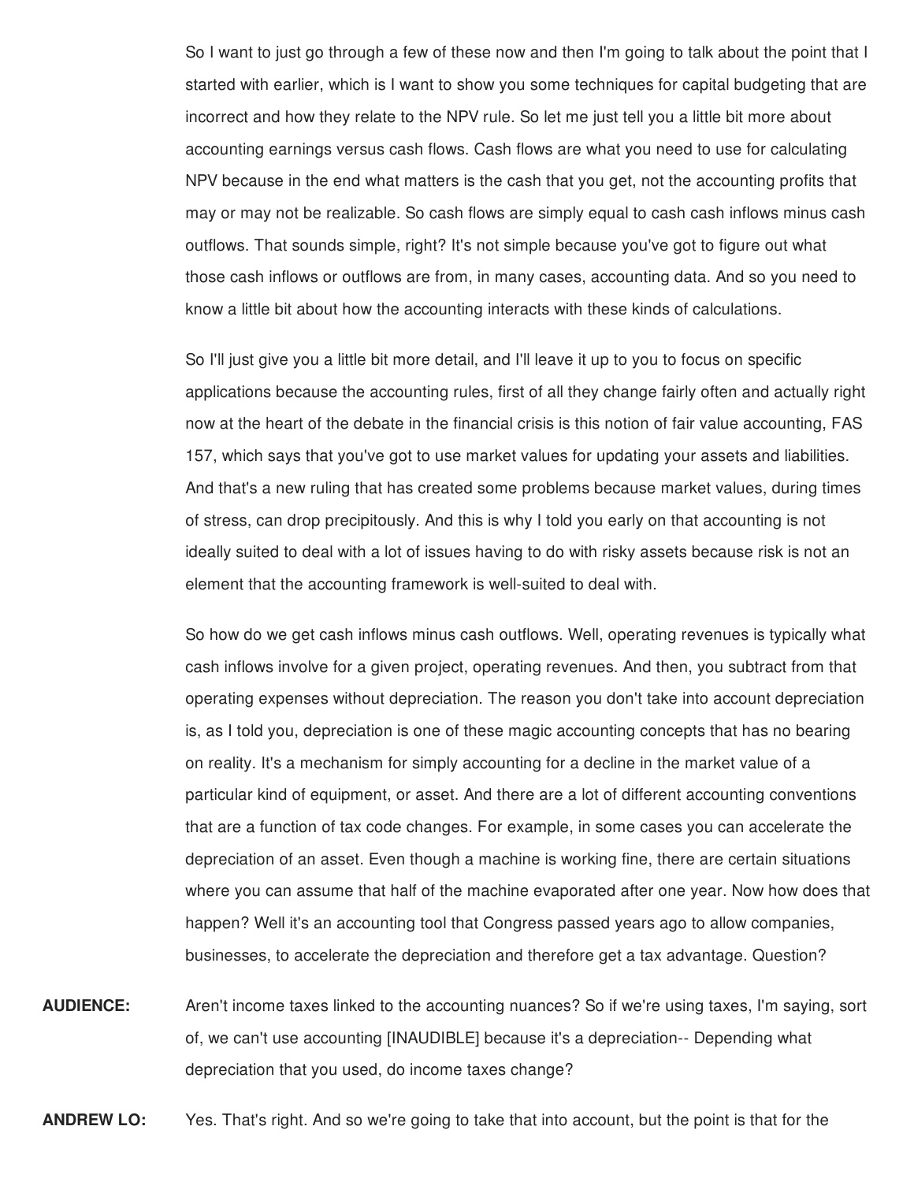So I want to just go through a few of these now and then I'm going to talk about the point that I started with earlier, which is I want to show you some techniques for capital budgeting that are incorrect and how they relate to the NPV rule. So let me just tell you a little bit more about accounting earnings versus cash flows. Cash flows are what you need to use for calculating NPV because in the end what matters is the cash that you get, not the accounting profits that may or may not be realizable. So cash flows are simply equal to cash cash inflows minus cash outflows. That sounds simple, right? It's not simple because you've got to figure out what those cash inflows or outflows are from, in many cases, accounting data. And so you need to know a little bit about how the accounting interacts with these kinds of calculations.

So I'll just give you a little bit more detail, and I'll leave it up to you to focus on specific applications because the accounting rules, first of all they change fairly often and actually right now at the heart of the debate in the financial crisis is this notion of fair value accounting, FAS 157, which says that you've got to use market values for updating your assets and liabilities. And that's a new ruling that has created some problems because market values, during times of stress, can drop precipitously. And this is why I told you early on that accounting is not ideally suited to deal with a lot of issues having to do with risky assets because risk is not an element that the accounting framework is well-suited to deal with.

So how do we get cash inflows minus cash outflows. Well, operating revenues is typically what cash inflows involve for a given project, operating revenues. And then, you subtract from that operating expenses without depreciation. The reason you don't take into account depreciation is, as I told you, depreciation is one of these magic accounting concepts that has no bearing on reality. It's a mechanism for simply accounting for a decline in the market value of a particular kind of equipment, or asset. And there are a lot of different accounting conventions that are a function of tax code changes. For example, in some cases you can accelerate the depreciation of an asset. Even though a machine is working fine, there are certain situations where you can assume that half of the machine evaporated after one year. Now how does that happen? Well it's an accounting tool that Congress passed years ago to allow companies, businesses, to accelerate the depreciation and therefore get a tax advantage. Question?

**AUDIENCE:** Aren't income taxes linked to the accounting nuances? So if we're using taxes, I'm saying, sort of, we can't use accounting [INAUDIBLE] because it's a depreciation-- Depending what depreciation that you used, do income taxes change?

**ANDREW LO:** Yes. That's right. And so we're going to take that into account, but the point is that for the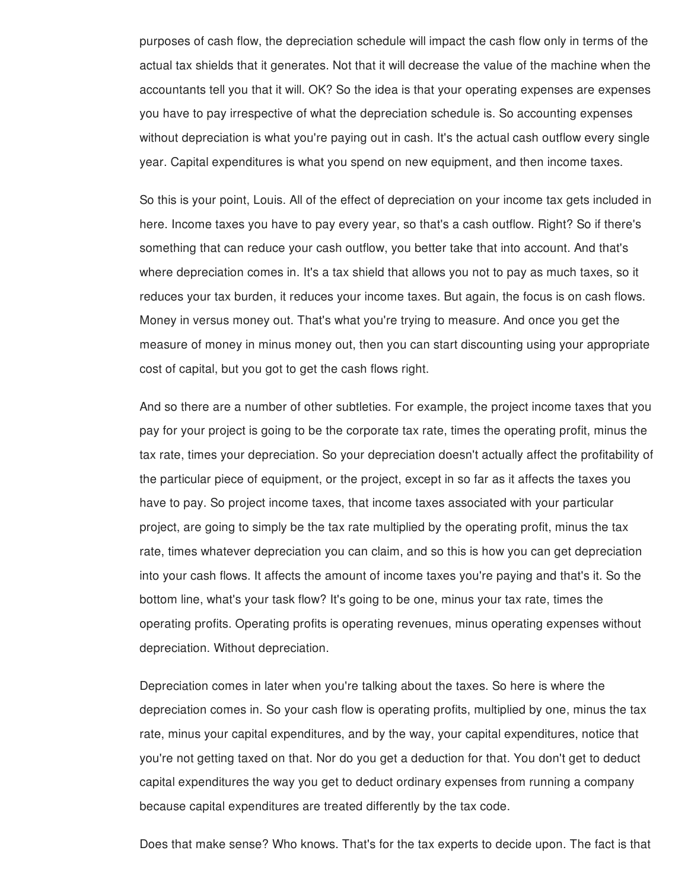purposes of cash flow, the depreciation schedule will impact the cash flow only in terms of the actual tax shields that it generates. Not that it will decrease the value of the machine when the accountants tell you that it will. OK? So the idea is that your operating expenses are expenses you have to pay irrespective of what the depreciation schedule is. So accounting expenses without depreciation is what you're paying out in cash. It's the actual cash outflow every single year. Capital expenditures is what you spend on new equipment, and then income taxes.

So this is your point, Louis. All of the effect of depreciation on your income tax gets included in here. Income taxes you have to pay every year, so that's a cash outflow. Right? So if there's something that can reduce your cash outflow, you better take that into account. And that's where depreciation comes in. It's a tax shield that allows you not to pay as much taxes, so it reduces your tax burden, it reduces your income taxes. But again, the focus is on cash flows. Money in versus money out. That's what you're trying to measure. And once you get the measure of money in minus money out, then you can start discounting using your appropriate cost of capital, but you got to get the cash flows right.

And so there are a number of other subtleties. For example, the project income taxes that you pay for your project is going to be the corporate tax rate, times the operating profit, minus the tax rate, times your depreciation. So your depreciation doesn't actually affect the profitability of the particular piece of equipment, or the project, except in so far as it affects the taxes you have to pay. So project income taxes, that income taxes associated with your particular project, are going to simply be the tax rate multiplied by the operating profit, minus the tax rate, times whatever depreciation you can claim, and so this is how you can get depreciation into your cash flows. It affects the amount of income taxes you're paying and that's it. So the bottom line, what's your task flow? It's going to be one, minus your tax rate, times the operating profits. Operating profits is operating revenues, minus operating expenses without depreciation. Without depreciation.

Depreciation comes in later when you're talking about the taxes. So here is where the depreciation comes in. So your cash flow is operating profits, multiplied by one, minus the tax rate, minus your capital expenditures, and by the way, your capital expenditures, notice that you're not getting taxed on that. Nor do you get a deduction for that. You don't get to deduct capital expenditures the way you get to deduct ordinary expenses from running a company because capital expenditures are treated differently by the tax code.

Does that make sense? Who knows. That's for the tax experts to decide upon. The fact is that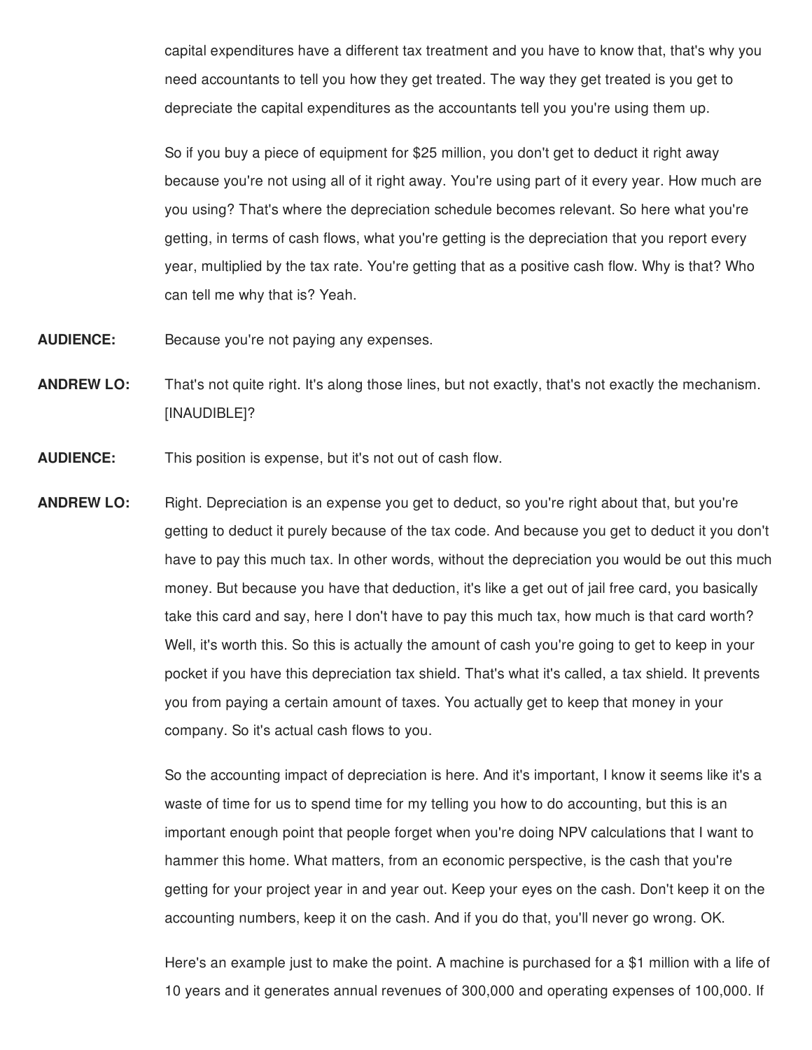capital expenditures have a different tax treatment and you have to know that, that's why you need accountants to tell you how they get treated. The way they get treated is you get to depreciate the capital expenditures as the accountants tell you you're using them up.

So if you buy a piece of equipment for $25 million, you don't get to deduct it right away because you're not using all of it right away. You're using part of it every year. How much are you using? That's where the depreciation schedule becomes relevant. So here what you're getting, in terms of cash flows, what you're getting is the depreciation that you report every year, multiplied by the tax rate. You're getting that as a positive cash flow. Why is that? Who can tell me why that is? Yeah.

**AUDIENCE:** Because you're not paying any expenses.

**ANDREW LO:** That's not quite right. It's along those lines, but not exactly, that's not exactly the mechanism. [INAUDIBLE]?

**AUDIENCE:** This position is expense, but it's not out of cash flow.

**ANDREW LO:** Right. Depreciation is an expense you get to deduct, so you're right about that, but you're getting to deduct it purely because of the tax code. And because you get to deduct it you don't have to pay this much tax. In other words, without the depreciation you would be out this much money. But because you have that deduction, it's like a get out of jail free card, you basically take this card and say, here I don't have to pay this much tax, how much is that card worth? Well, it's worth this. So this is actually the amount of cash you're going to get to keep in your pocket if you have this depreciation tax shield. That's what it's called, a tax shield. It prevents you from paying a certain amount of taxes. You actually get to keep that money in your company. So it's actual cash flows to you.

So the accounting impact of depreciation is here. And it's important, I know it seems like it's a waste of time for us to spend time for my telling you how to do accounting, but this is an important enough point that people forget when you're doing NPV calculations that I want to hammer this home. What matters, from an economic perspective, is the cash that you're getting for your project year in and year out. Keep your eyes on the cash. Don't keep it on the accounting numbers, keep it on the cash. And if you do that, you'll never go wrong. OK.

Here's an example just to make the point. A machine is purchased for a $1 million with a life of 10 years and it generates annual revenues of 300,000 and operating expenses of 100,000. If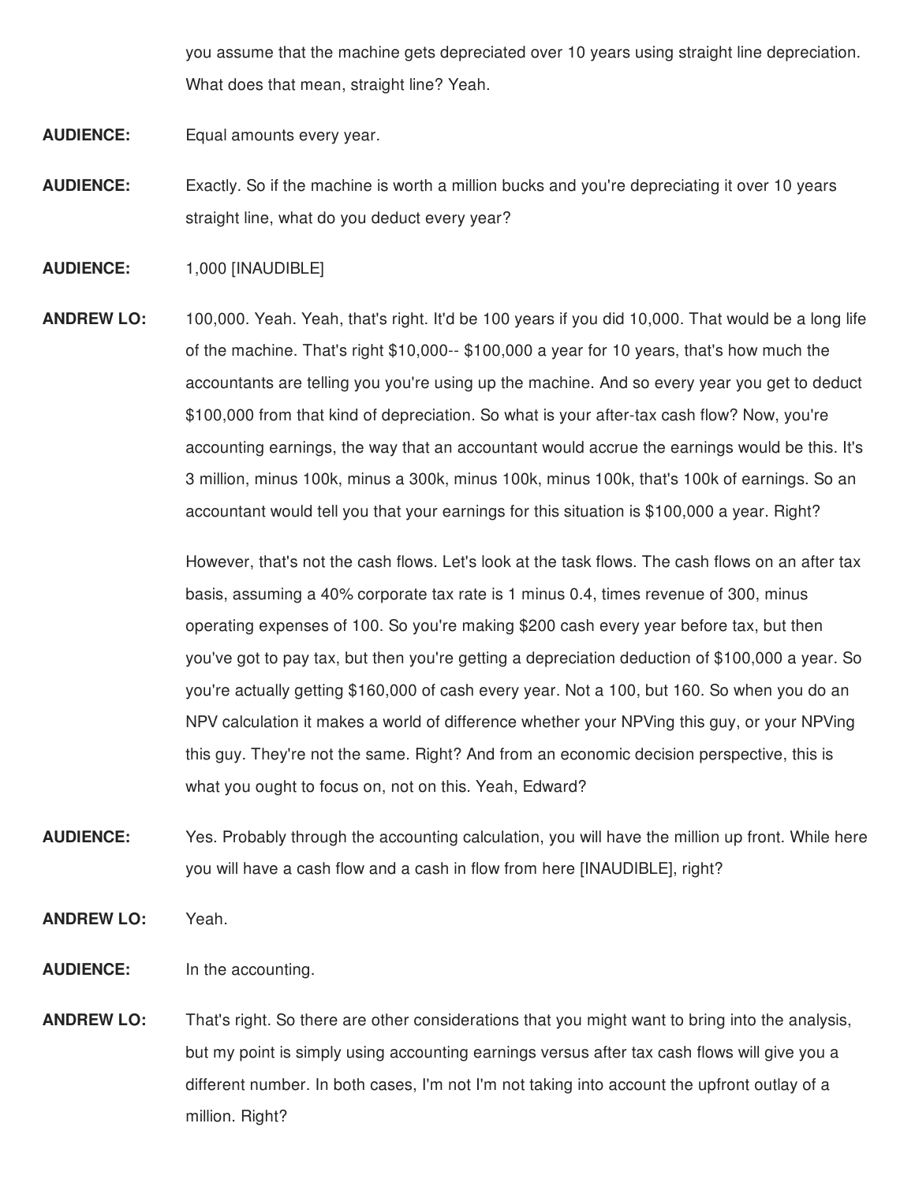you assume that the machine gets depreciated over 10 years using straight line depreciation. What does that mean, straight line? Yeah.

**AUDIENCE:** Equal amounts every year.

**AUDIENCE:** Exactly. So if the machine is worth a million bucks and you're depreciating it over 10 years straight line, what do you deduct every year?

**AUDIENCE:** 1,000 [INAUDIBLE]

**ANDREW LO:** 100,000. Yeah. Yeah, that's right. It'd be 100 years if you did 10,000. That would be a long life of the machine. That's right $10,000-- $100,000 a year for 10 years, that's how much the accountants are telling you you're using up the machine. And so every year you get to deduct $100,000 from that kind of depreciation. So what is your after-tax cash flow? Now, you're accounting earnings, the way that an accountant would accrue the earnings would be this. It's 3 million, minus 100k, minus a 300k, minus 100k, minus 100k, that's 100k of earnings. So an accountant would tell you that your earnings for this situation is $100,000 a year. Right?

However, that's not the cash flows. Let's look at the task flows. The cash flows on an after tax basis, assuming a 40% corporate tax rate is 1 minus 0.4, times revenue of 300, minus operating expenses of 100. So you're making $200 cash every year before tax, but then you've got to pay tax, but then you're getting a depreciation deduction of $100,000 a year. So you're actually getting $160,000 of cash every year. Not a 100, but 160. So when you do an NPV calculation it makes a world of difference whether your NPVing this guy, or your NPVing this guy. They're not the same. Right? And from an economic decision perspective, this is what you ought to focus on, not on this. Yeah, Edward?

**AUDIENCE:** Yes. Probably through the accounting calculation, you will have the million up front. While here you will have a cash flow and a cash in flow from here [INAUDIBLE], right?

**ANDREW LO:** Yeah.

**AUDIENCE:** In the accounting.

**ANDREW LO:** That's right. So there are other considerations that you might want to bring into the analysis, but my point is simply using accounting earnings versus after tax cash flows will give you a different number. In both cases, I'm not I'm not taking into account the upfront outlay of a million. Right?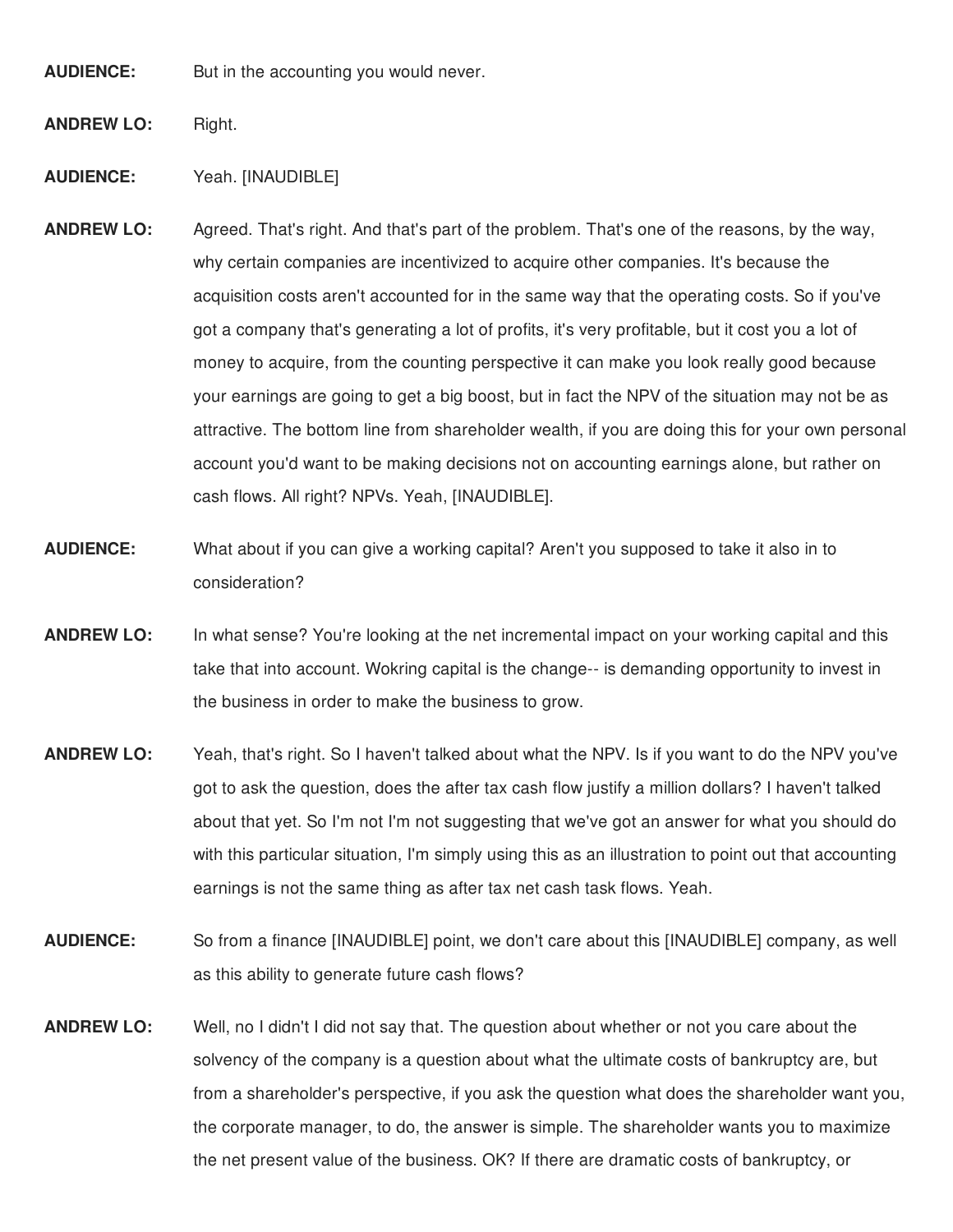**AUDIENCE:** But in the accounting you would never.

**ANDREW LO:** Right.

**AUDIENCE:** Yeah. [INAUDIBLE]

**ANDREW LO:** Agreed. That's right. And that's part of the problem. That's one of the reasons, by the way, why certain companies are incentivized to acquire other companies. It's because the acquisition costs aren't accounted for in the same way that the operating costs. So if you've got a company that's generating a lot of profits, it's very profitable, but it cost you a lot of money to acquire, from the counting perspective it can make you look really good because your earnings are going to get a big boost, but in fact the NPV of the situation may not be as attractive. The bottom line from shareholder wealth, if you are doing this for your own personal account you'd want to be making decisions not on accounting earnings alone, but rather on cash flows. All right? NPVs. Yeah, [INAUDIBLE].

**AUDIENCE:** What about if you can give a working capital? Aren't you supposed to take it also in to consideration?

**ANDREW LO:** In what sense? You're looking at the net incremental impact on your working capital and this take that into account. Wokring capital is the change-- is demanding opportunity to invest in the business in order to make the business to grow.

**ANDREW LO:** Yeah, that's right. So I haven't talked about what the NPV. Is if you want to do the NPV you've got to ask the question, does the after tax cash flow justify a million dollars? I haven't talked about that yet. So I'm not I'm not suggesting that we've got an answer for what you should do with this particular situation, I'm simply using this as an illustration to point out that accounting earnings is not the same thing as after tax net cash task flows. Yeah.

**AUDIENCE:** So from a finance [INAUDIBLE] point, we don't care about this [INAUDIBLE] company, as well as this ability to generate future cash flows?

**ANDREW LO:** Well, no I didn't I did not say that. The question about whether or not you care about the solvency of the company is a question about what the ultimate costs of bankruptcy are, but from a shareholder's perspective, if you ask the question what does the shareholder want you, the corporate manager, to do, the answer is simple. The shareholder wants you to maximize the net present value of the business. OK? If there are dramatic costs of bankruptcy, or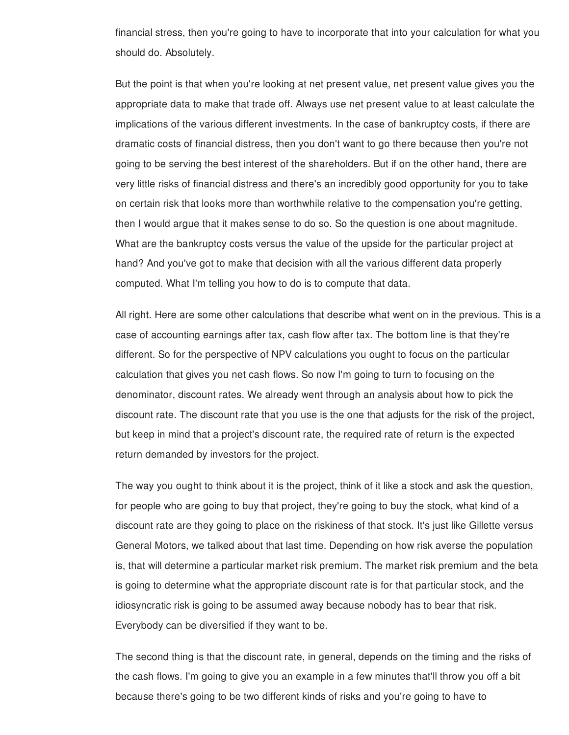financial stress, then you're going to have to incorporate that into your calculation for what you should do. Absolutely.

But the point is that when you're looking at net present value, net present value gives you the appropriate data to make that trade off. Always use net present value to at least calculate the implications of the various different investments. In the case of bankruptcy costs, if there are dramatic costs of financial distress, then you don't want to go there because then you're not going to be serving the best interest of the shareholders. But if on the other hand, there are very little risks of financial distress and there's an incredibly good opportunity for you to take on certain risk that looks more than worthwhile relative to the compensation you're getting, then I would argue that it makes sense to do so. So the question is one about magnitude. What are the bankruptcy costs versus the value of the upside for the particular project at hand? And you've got to make that decision with all the various different data properly computed. What I'm telling you how to do is to compute that data.

All right. Here are some other calculations that describe what went on in the previous. This is a case of accounting earnings after tax, cash flow after tax. The bottom line is that they're different. So for the perspective of NPV calculations you ought to focus on the particular calculation that gives you net cash flows. So now I'm going to turn to focusing on the denominator, discount rates. We already went through an analysis about how to pick the discount rate. The discount rate that you use is the one that adjusts for the risk of the project, but keep in mind that a project's discount rate, the required rate of return is the expected return demanded by investors for the project.

The way you ought to think about it is the project, think of it like a stock and ask the question, for people who are going to buy that project, they're going to buy the stock, what kind of a discount rate are they going to place on the riskiness of that stock. It's just like Gillette versus General Motors, we talked about that last time. Depending on how risk averse the population is, that will determine a particular market risk premium. The market risk premium and the beta is going to determine what the appropriate discount rate is for that particular stock, and the idiosyncratic risk is going to be assumed away because nobody has to bear that risk. Everybody can be diversified if they want to be.

The second thing is that the discount rate, in general, depends on the timing and the risks of the cash flows. I'm going to give you an example in a few minutes that'll throw you off a bit because there's going to be two different kinds of risks and you're going to have to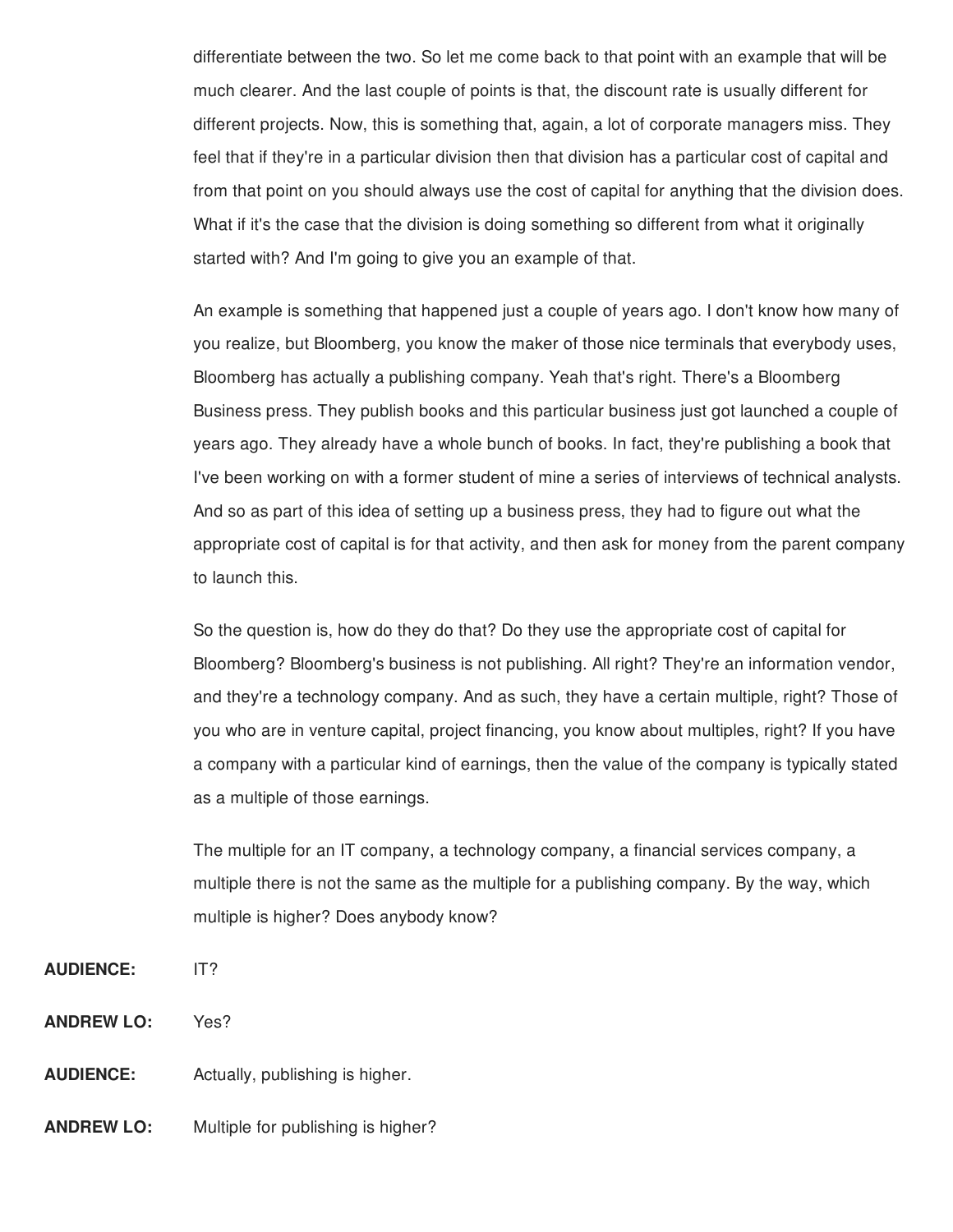differentiate between the two. So let me come back to that point with an example that will be much clearer. And the last couple of points is that, the discount rate is usually different for different projects. Now, this is something that, again, a lot of corporate managers miss. They feel that if they're in a particular division then that division has a particular cost of capital and from that point on you should always use the cost of capital for anything that the division does. What if it's the case that the division is doing something so different from what it originally started with? And I'm going to give you an example of that.

An example is something that happened just a couple of years ago. I don't know how many of you realize, but Bloomberg, you know the maker of those nice terminals that everybody uses, Bloomberg has actually a publishing company. Yeah that's right. There's a Bloomberg Business press. They publish books and this particular business just got launched a couple of years ago. They already have a whole bunch of books. In fact, they're publishing a book that I've been working on with a former student of mine a series of interviews of technical analysts. And so as part of this idea of setting up a business press, they had to figure out what the appropriate cost of capital is for that activity, and then ask for money from the parent company to launch this.

So the question is, how do they do that? Do they use the appropriate cost of capital for Bloomberg? Bloomberg's business is not publishing. All right? They're an information vendor, and they're a technology company. And as such, they have a certain multiple, right? Those of you who are in venture capital, project financing, you know about multiples, right? If you have a company with a particular kind of earnings, then the value of the company is typically stated as a multiple of those earnings.

The multiple for an IT company, a technology company, a financial services company, a multiple there is not the same as the multiple for a publishing company. By the way, which multiple is higher? Does anybody know?

**AUDIENCE:** IT?

**ANDREW LO:** Yes?

**AUDIENCE:** Actually, publishing is higher.

**ANDREW LO:** Multiple for publishing is higher?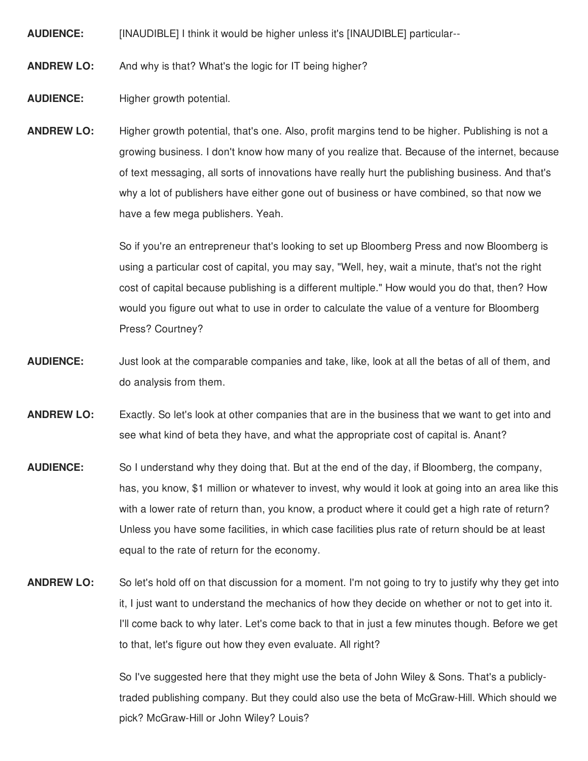**AUDIENCE:** [INAUDIBLE] I think it would be higher unless it's [INAUDIBLE] particular--

**ANDREW LO:** And why is that? What's the logic for IT being higher?

**AUDIENCE:** Higher growth potential.

**ANDREW LO:** Higher growth potential, that's one. Also, profit margins tend to be higher. Publishing is not a growing business. I don't know how many of you realize that. Because of the internet, because of text messaging, all sorts of innovations have really hurt the publishing business. And that's why a lot of publishers have either gone out of business or have combined, so that now we have a few mega publishers. Yeah.

So if you're an entrepreneur that's looking to set up Bloomberg Press and now Bloomberg is using a particular cost of capital, you may say, "Well, hey, wait a minute, that's not the right cost of capital because publishing is a different multiple." How would you do that, then? How would you figure out what to use in order to calculate the value of a venture for Bloomberg Press? Courtney?

**AUDIENCE:** Just look at the comparable companies and take, like, look at all the betas of all of them, and do analysis from them.

**ANDREW LO:** Exactly. So let's look at other companies that are in the business that we want to get into and see what kind of beta they have, and what the appropriate cost of capital is. Anant?

**AUDIENCE:** So I understand why they doing that. But at the end of the day, if Bloomberg, the company, has, you know, $1 million or whatever to invest, why would it look at going into an area like this with a lower rate of return than, you know, a product where it could get a high rate of return? Unless you have some facilities, in which case facilities plus rate of return should be at least equal to the rate of return for the economy.

**ANDREW LO:** So let's hold off on that discussion for a moment. I'm not going to try to justify why they get into it, I just want to understand the mechanics of how they decide on whether or not to get into it. I'll come back to why later. Let's come back to that in just a few minutes though. Before we get to that, let's figure out how they even evaluate. All right?

So I've suggested here that they might use the beta of John Wiley & Sons. That's a publicly-traded publishing company. But they could also use the beta of McGraw-Hill. Which should we pick? McGraw-Hill or John Wiley? Louis?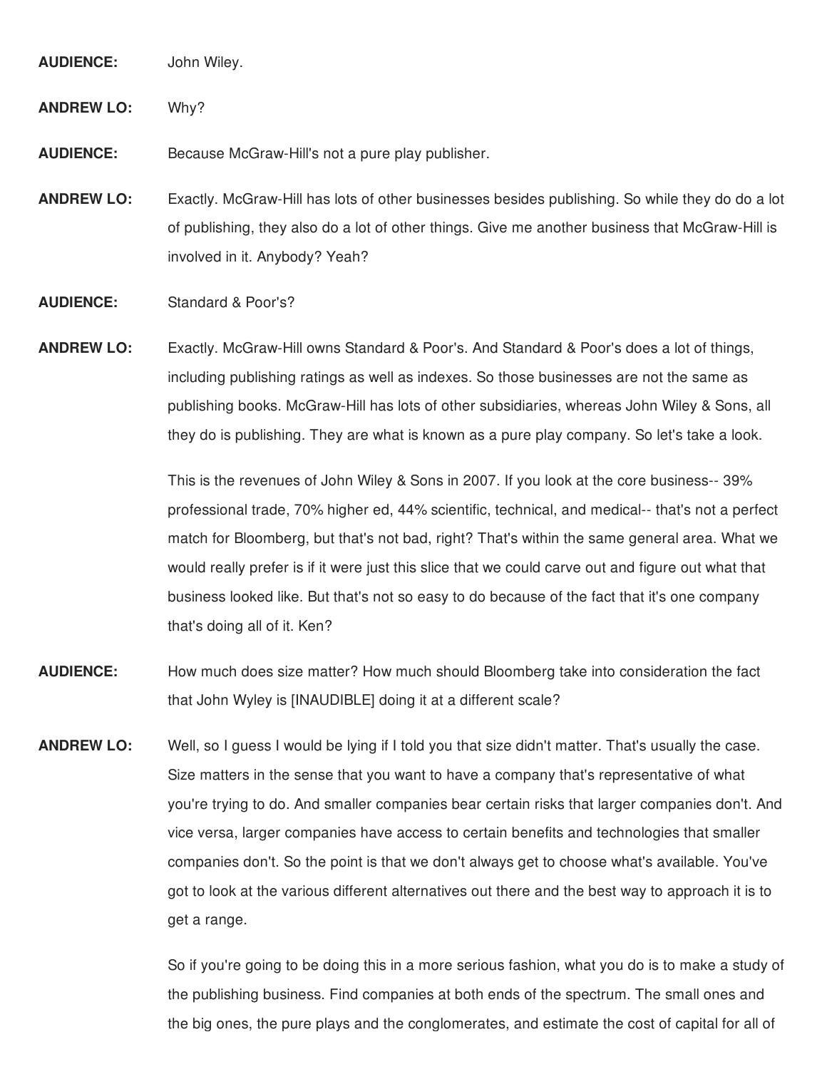**AUDIENCE:** John Wiley.

**ANDREW LO:** Why?

**AUDIENCE:** Because McGraw-Hill's not a pure play publisher.

**ANDREW LO:** Exactly. McGraw-Hill has lots of other businesses besides publishing. So while they do do a lot of publishing, they also do a lot of other things. Give me another business that McGraw-Hill is involved in it. Anybody? Yeah?

**AUDIENCE:** Standard & Poor's?

**ANDREW LO:** Exactly. McGraw-Hill owns Standard & Poor's. And Standard & Poor's does a lot of things, including publishing ratings as well as indexes. So those businesses are not the same as publishing books. McGraw-Hill has lots of other subsidiaries, whereas John Wiley & Sons, all they do is publishing. They are what is known as a pure play company. So let's take a look.

This is the revenues of John Wiley & Sons in 2007. If you look at the core business-- 39% professional trade, 70% higher ed, 44% scientific, technical, and medical-- that's not a perfect match for Bloomberg, but that's not bad, right? That's within the same general area. What we would really prefer is if it were just this slice that we could carve out and figure out what that business looked like. But that's not so easy to do because of the fact that it's one company that's doing all of it. Ken?

**AUDIENCE:** How much does size matter? How much should Bloomberg take into consideration the fact that John Wyley is [INAUDIBLE] doing it at a different scale?

**ANDREW LO:** Well, so I guess I would be lying if I told you that size didn't matter. That's usually the case. Size matters in the sense that you want to have a company that's representative of what you're trying to do. And smaller companies bear certain risks that larger companies don't. And vice versa, larger companies have access to certain benefits and technologies that smaller companies don't. So the point is that we don't always get to choose what's available. You've got to look at the various different alternatives out there and the best way to approach it is to get a range.

So if you're going to be doing this in a more serious fashion, what you do is to make a study of the publishing business. Find companies at both ends of the spectrum. The small ones and the big ones, the pure plays and the conglomerates, and estimate the cost of capital for all of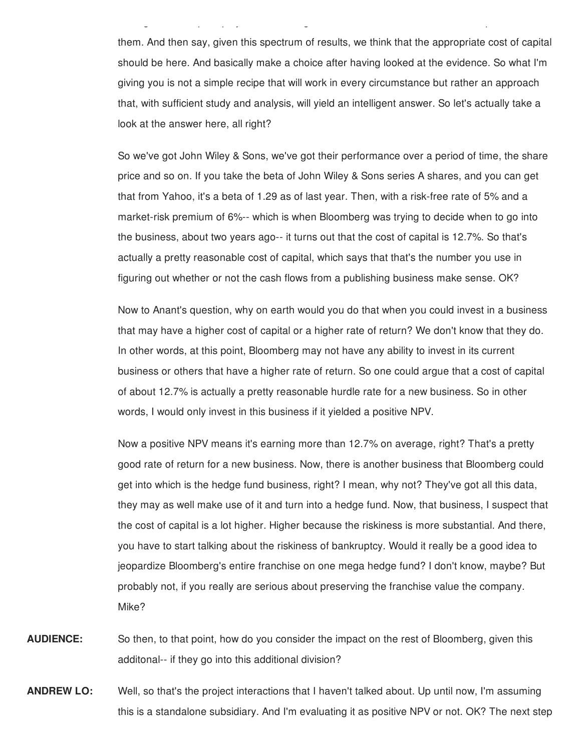them. And then say, given this spectrum of results, we think that the appropriate cost of capital should be here. And basically make a choice after having looked at the evidence. So what I'm giving you is not a simple recipe that will work in every circumstance but rather an approach that, with sufficient study and analysis, will yield an intelligent answer. So let's actually take a look at the answer here, all right?

So we've got John Wiley & Sons, we've got their performance over a period of time, the share price and so on. If you take the beta of John Wiley & Sons series A shares, and you can get that from Yahoo, it's a beta of 1.29 as of last year. Then, with a risk-free rate of 5% and a market-risk premium of 6%-- which is when Bloomberg was trying to decide when to go into the business, about two years ago-- it turns out that the cost of capital is 12.7%. So that's actually a pretty reasonable cost of capital, which says that that's the number you use in figuring out whether or not the cash flows from a publishing business make sense. OK?

Now to Anant's question, why on earth would you do that when you could invest in a business that may have a higher cost of capital or a higher rate of return? We don't know that they do. In other words, at this point, Bloomberg may not have any ability to invest in its current business or others that have a higher rate of return. So one could argue that a cost of capital of about 12.7% is actually a pretty reasonable hurdle rate for a new business. So in other words, I would only invest in this business if it yielded a positive NPV.

Now a positive NPV means it's earning more than 12.7% on average, right? That's a pretty good rate of return for a new business. Now, there is another business that Bloomberg could get into which is the hedge fund business, right? I mean, why not? They've got all this data, they may as well make use of it and turn into a hedge fund. Now, that business, I suspect that the cost of capital is a lot higher. Higher because the riskiness is more substantial. And there, you have to start talking about the riskiness of bankruptcy. Would it really be a good idea to jeopardize Bloomberg's entire franchise on one mega hedge fund? I don't know, maybe? But probably not, if you really are serious about preserving the franchise value the company. Mike?

**AUDIENCE:** So then, to that point, how do you consider the impact on the rest of Bloomberg, given this additonal-- if they go into this additional division?

**ANDREW LO:** Well, so that's the project interactions that I haven't talked about. Up until now, I'm assuming this is a standalone subsidiary. And I'm evaluating it as positive NPV or not. OK? The next step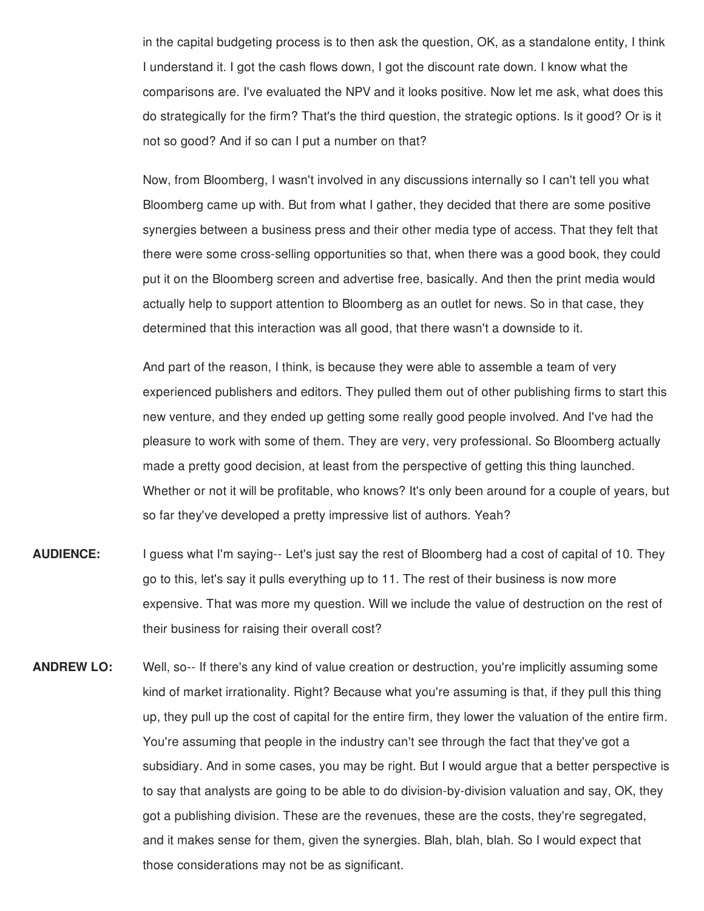in the capital budgeting process is to then ask the question, OK, as a standalone entity, I think I understand it. I got the cash flows down, I got the discount rate down. I know what the comparisons are. I've evaluated the NPV and it looks positive. Now let me ask, what does this do strategically for the firm? That's the third question, the strategic options. Is it good? Or is it not so good? And if so can I put a number on that?

Now, from Bloomberg, I wasn't involved in any discussions internally so I can't tell you what Bloomberg came up with. But from what I gather, they decided that there are some positive synergies between a business press and their other media type of access. That they felt that there were some cross-selling opportunities so that, when there was a good book, they could put it on the Bloomberg screen and advertise free, basically. And then the print media would actually help to support attention to Bloomberg as an outlet for news. So in that case, they determined that this interaction was all good, that there wasn't a downside to it.

And part of the reason, I think, is because they were able to assemble a team of very experienced publishers and editors. They pulled them out of other publishing firms to start this new venture, and they ended up getting some really good people involved. And I've had the pleasure to work with some of them. They are very, very professional. So Bloomberg actually made a pretty good decision, at least from the perspective of getting this thing launched. Whether or not it will be profitable, who knows? It's only been around for a couple of years, but so far they've developed a pretty impressive list of authors. Yeah?

**AUDIENCE:** I guess what I'm saying-- Let's just say the rest of Bloomberg had a cost of capital of 10. They go to this, let's say it pulls everything up to 11. The rest of their business is now more expensive. That was more my question. Will we include the value of destruction on the rest of their business for raising their overall cost?

**ANDREW LO:** Well, so-- If there's any kind of value creation or destruction, you're implicitly assuming some kind of market irrationality. Right? Because what you're assuming is that, if they pull this thing up, they pull up the cost of capital for the entire firm, they lower the valuation of the entire firm. You're assuming that people in the industry can't see through the fact that they've got a subsidiary. And in some cases, you may be right. But I would argue that a better perspective is to say that analysts are going to be able to do division-by-division valuation and say, OK, they got a publishing division. These are the revenues, these are the costs, they're segregated, and it makes sense for them, given the synergies. Blah, blah, blah. So I would expect that those considerations may not be as significant.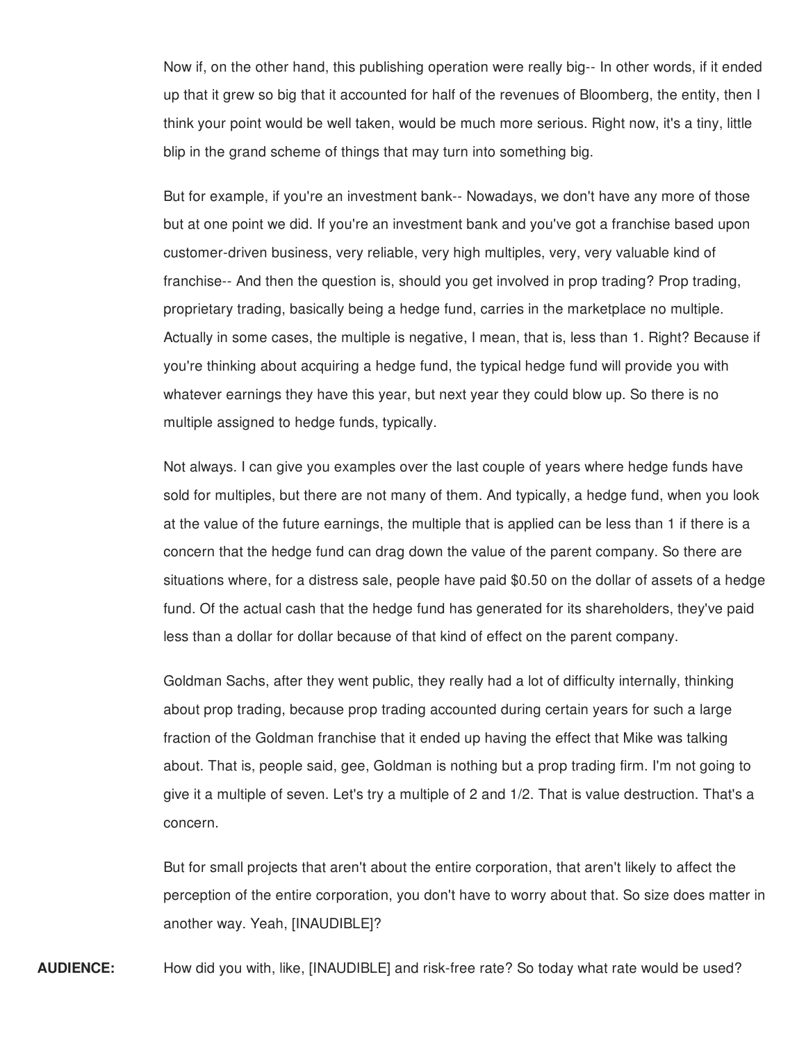Now if, on the other hand, this publishing operation were really big-- In other words, if it ended up that it grew so big that it accounted for half of the revenues of Bloomberg, the entity, then I think your point would be well taken, would be much more serious. Right now, it's a tiny, little blip in the grand scheme of things that may turn into something big.

But for example, if you're an investment bank-- Nowadays, we don't have any more of those but at one point we did. If you're an investment bank and you've got a franchise based upon customer-driven business, very reliable, very high multiples, very, very valuable kind of franchise-- And then the question is, should you get involved in prop trading? Prop trading, proprietary trading, basically being a hedge fund, carries in the marketplace no multiple. Actually in some cases, the multiple is negative, I mean, that is, less than 1. Right? Because if you're thinking about acquiring a hedge fund, the typical hedge fund will provide you with whatever earnings they have this year, but next year they could blow up. So there is no multiple assigned to hedge funds, typically.

Not always. I can give you examples over the last couple of years where hedge funds have sold for multiples, but there are not many of them. And typically, a hedge fund, when you look at the value of the future earnings, the multiple that is applied can be less than 1 if there is a concern that the hedge fund can drag down the value of the parent company. So there are situations where, for a distress sale, people have paid $0.50 on the dollar of assets of a hedge fund. Of the actual cash that the hedge fund has generated for its shareholders, they've paid less than a dollar for dollar because of that kind of effect on the parent company.

Goldman Sachs, after they went public, they really had a lot of difficulty internally, thinking about prop trading, because prop trading accounted during certain years for such a large fraction of the Goldman franchise that it ended up having the effect that Mike was talking about. That is, people said, gee, Goldman is nothing but a prop trading firm. I'm not going to give it a multiple of seven. Let's try a multiple of 2 and 1/2. That is value destruction. That's a concern.

But for small projects that aren't about the entire corporation, that aren't likely to affect the perception of the entire corporation, you don't have to worry about that. So size does matter in another way. Yeah, [INAUDIBLE]?

**AUDIENCE:** How did you with, like, [INAUDIBLE] and risk-free rate? So today what rate would be used?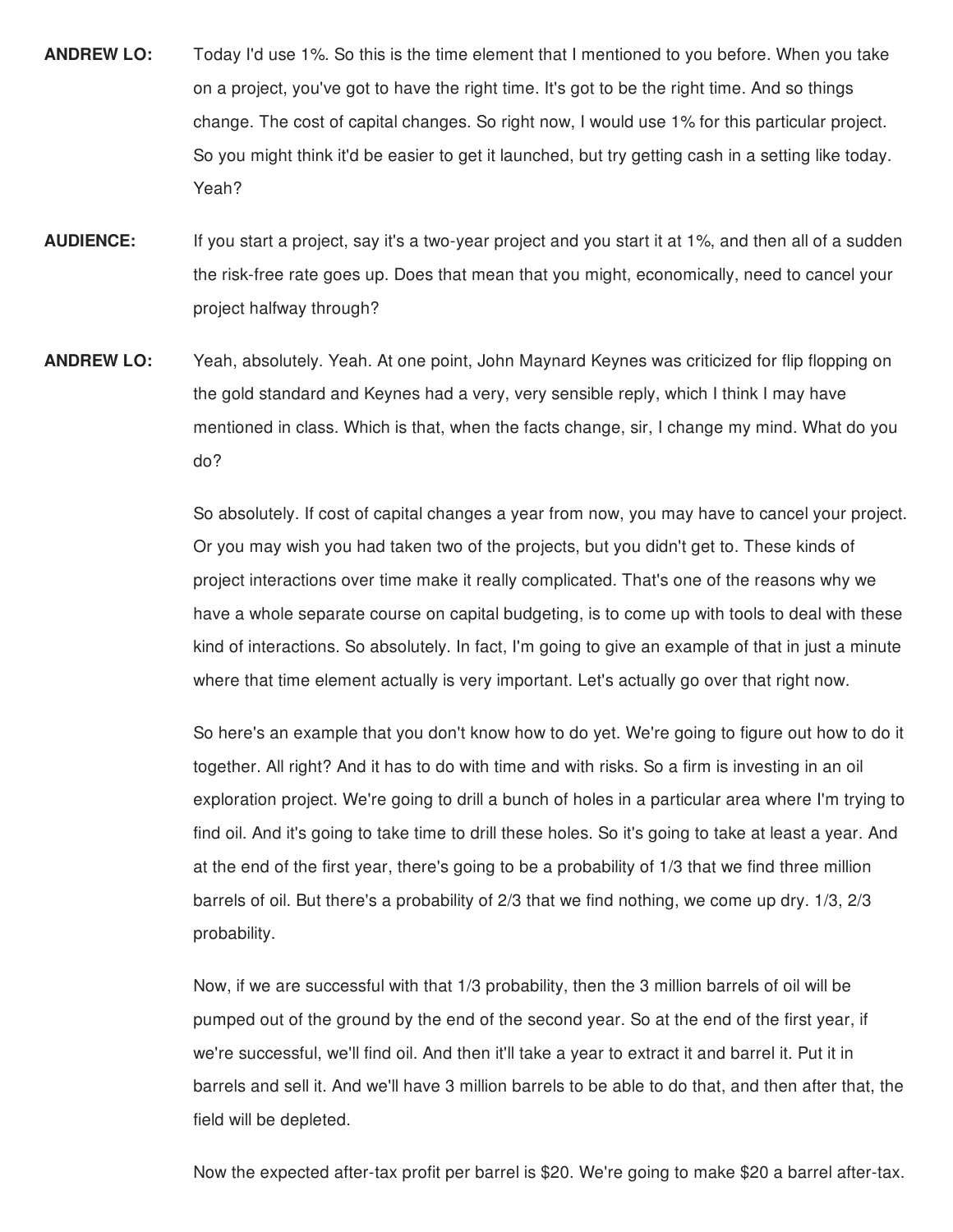**ANDREW LO:** Today I'd use 1%. So this is the time element that I mentioned to you before. When you take on a project, you've got to have the right time. It's got to be the right time. And so things change. The cost of capital changes. So right now, I would use 1% for this particular project. So you might think it'd be easier to get it launched, but try getting cash in a setting like today. Yeah?

**AUDIENCE:** If you start a project, say it's a two-year project and you start it at 1%, and then all of a sudden the risk-free rate goes up. Does that mean that you might, economically, need to cancel your project halfway through?

**ANDREW LO:** Yeah, absolutely. Yeah. At one point, John Maynard Keynes was criticized for flip flopping on the gold standard and Keynes had a very, very sensible reply, which I think I may have mentioned in class. Which is that, when the facts change, sir, I change my mind. What do you do?

So absolutely. If cost of capital changes a year from now, you may have to cancel your project. Or you may wish you had taken two of the projects, but you didn't get to. These kinds of project interactions over time make it really complicated. That's one of the reasons why we have a whole separate course on capital budgeting, is to come up with tools to deal with these kind of interactions. So absolutely. In fact, I'm going to give an example of that in just a minute where that time element actually is very important. Let's actually go over that right now.

So here's an example that you don't know how to do yet. We're going to figure out how to do it together. All right? And it has to do with time and with risks. So a firm is investing in an oil exploration project. We're going to drill a bunch of holes in a particular area where I'm trying to find oil. And it's going to take time to drill these holes. So it's going to take at least a year. And at the end of the first year, there's going to be a probability of 1/3 that we find three million barrels of oil. But there's a probability of 2/3 that we find nothing, we come up dry. 1/3, 2/3 probability.

Now, if we are successful with that 1/3 probability, then the 3 million barrels of oil will be pumped out of the ground by the end of the second year. So at the end of the first year, if we're successful, we'll find oil. And then it'll take a year to extract it and barrel it. Put it in barrels and sell it. And we'll have 3 million barrels to be able to do that, and then after that, the field will be depleted.

Now the expected after-tax profit per barrel is $20. We're going to make $20 a barrel after-tax.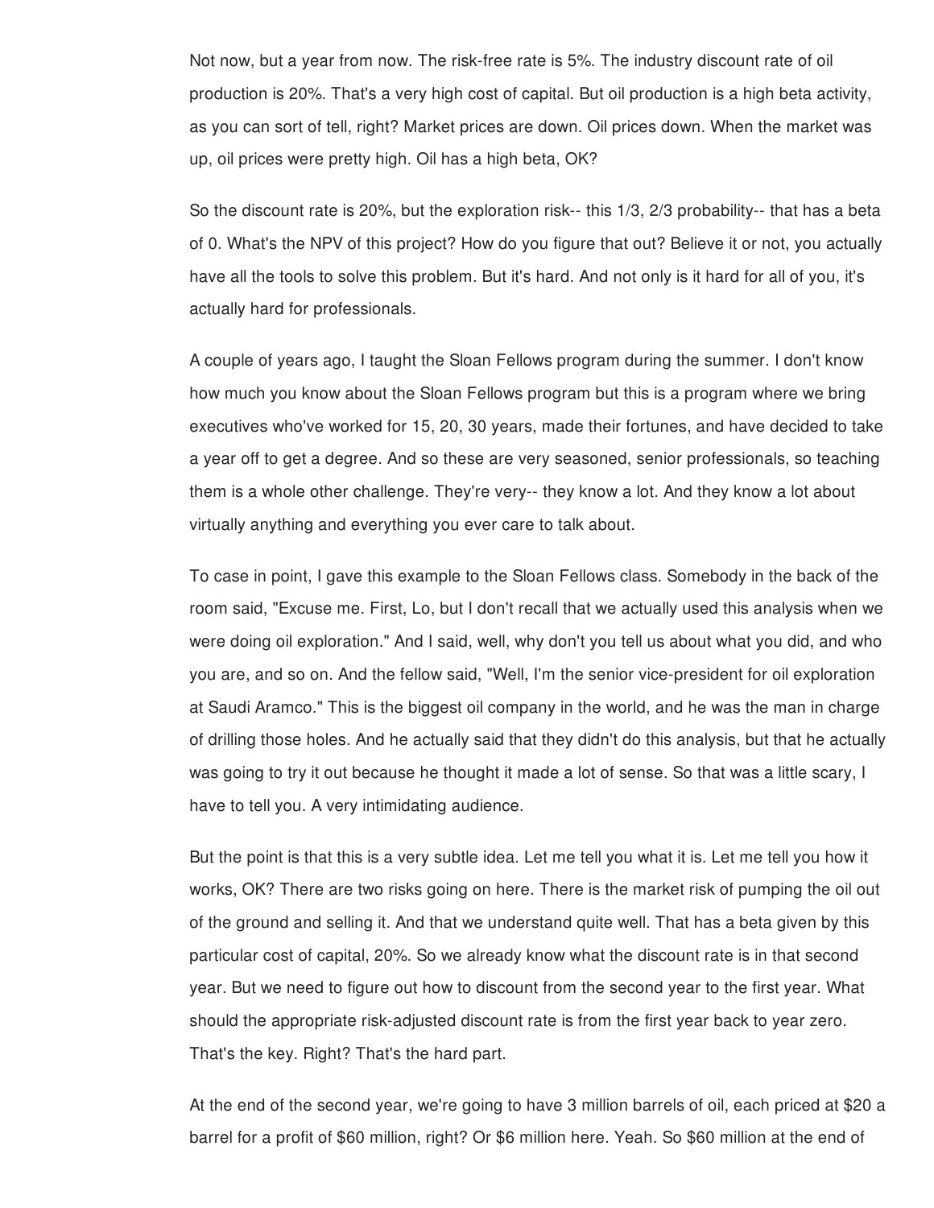Not now, but a year from now. The risk-free rate is 5%. The industry discount rate of oil production is 20%. That's a very high cost of capital. But oil production is a high beta activity, as you can sort of tell, right? Market prices are down. Oil prices down. When the market was up, oil prices were pretty high. Oil has a high beta, OK?

So the discount rate is 20%, but the exploration risk-- this 1/3, 2/3 probability-- that has a beta of 0. What's the NPV of this project? How do you figure that out? Believe it or not, you actually have all the tools to solve this problem. But it's hard. And not only is it hard for all of you, it's actually hard for professionals.

A couple of years ago, I taught the Sloan Fellows program during the summer. I don't know how much you know about the Sloan Fellows program but this is a program where we bring executives who've worked for 15, 20, 30 years, made their fortunes, and have decided to take a year off to get a degree. And so these are very seasoned, senior professionals, so teaching them is a whole other challenge. They're very-- they know a lot. And they know a lot about virtually anything and everything you ever care to talk about.

To case in point, I gave this example to the Sloan Fellows class. Somebody in the back of the room said, "Excuse me. First, Lo, but I don't recall that we actually used this analysis when we were doing oil exploration." And I said, well, why don't you tell us about what you did, and who you are, and so on. And the fellow said, "Well, I'm the senior vice-president for oil exploration at Saudi Aramco." This is the biggest oil company in the world, and he was the man in charge of drilling those holes. And he actually said that they didn't do this analysis, but that he actually was going to try it out because he thought it made a lot of sense. So that was a little scary, I have to tell you. A very intimidating audience.

But the point is that this is a very subtle idea. Let me tell you what it is. Let me tell you how it works, OK? There are two risks going on here. There is the market risk of pumping the oil out of the ground and selling it. And that we understand quite well. That has a beta given by this particular cost of capital, 20%. So we already know what the discount rate is in that second year. But we need to figure out how to discount from the second year to the first year. What should the appropriate risk-adjusted discount rate is from the first year back to year zero. That's the key. Right? That's the hard part.

At the end of the second year, we're going to have 3 million barrels of oil, each priced at $20 a barrel for a profit of $60 million, right? Or $6 million here. Yeah. So $60 million at the end of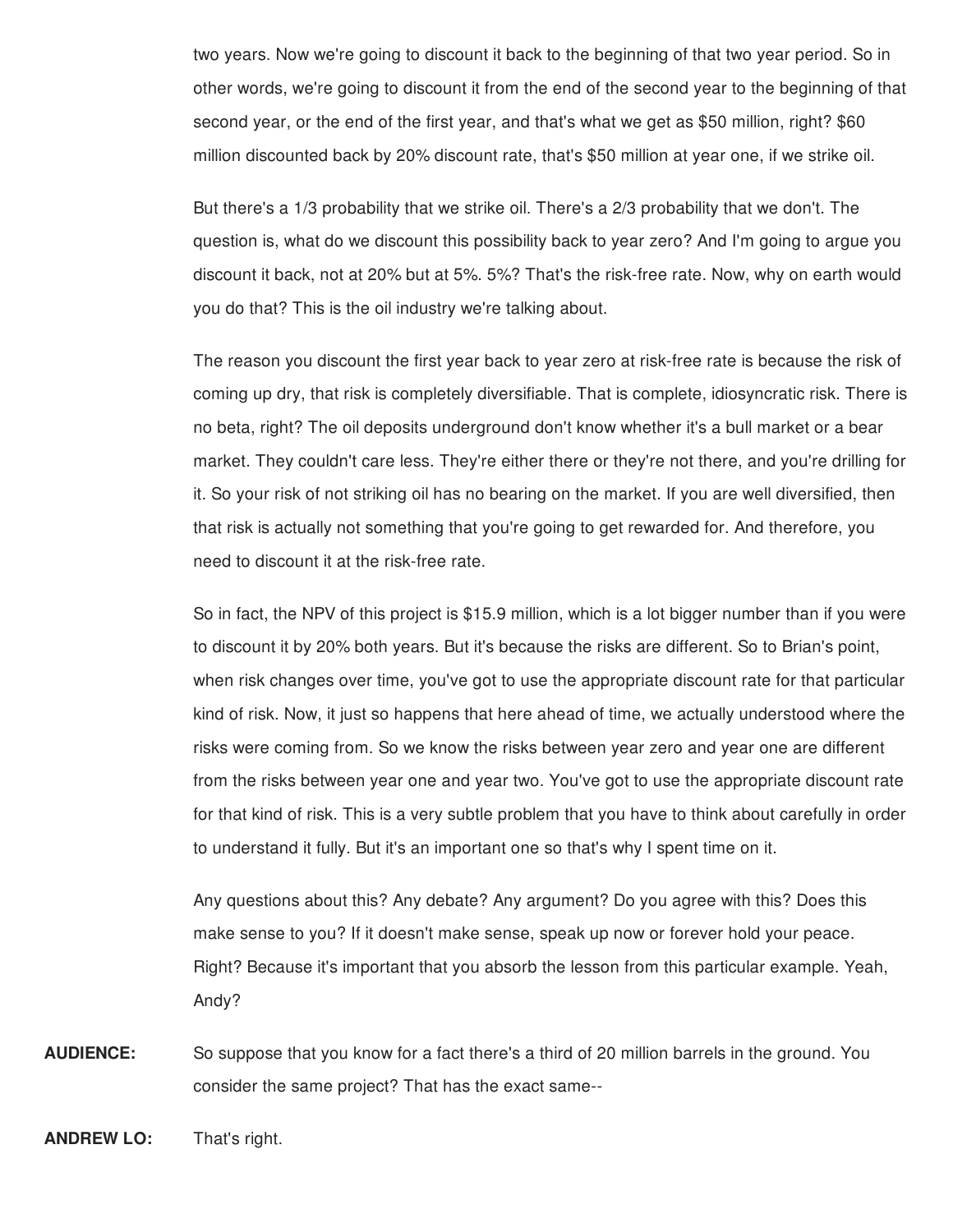two years. Now we're going to discount it back to the beginning of that two year period. So in other words, we're going to discount it from the end of the second year to the beginning of that second year, or the end of the first year, and that's what we get as $50 million, right? $60 million discounted back by 20% discount rate, that's $50 million at year one, if we strike oil.

But there's a 1/3 probability that we strike oil. There's a 2/3 probability that we don't. The question is, what do we discount this possibility back to year zero? And I'm going to argue you discount it back, not at 20% but at 5%. 5%? That's the risk-free rate. Now, why on earth would you do that? This is the oil industry we're talking about.

The reason you discount the first year back to year zero at risk-free rate is because the risk of coming up dry, that risk is completely diversifiable. That is complete, idiosyncratic risk. There is no beta, right? The oil deposits underground don't know whether it's a bull market or a bear market. They couldn't care less. They're either there or they're not there, and you're drilling for it. So your risk of not striking oil has no bearing on the market. If you are well diversified, then that risk is actually not something that you're going to get rewarded for. And therefore, you need to discount it at the risk-free rate.

So in fact, the NPV of this project is $15.9 million, which is a lot bigger number than if you were to discount it by 20% both years. But it's because the risks are different. So to Brian's point, when risk changes over time, you've got to use the appropriate discount rate for that particular kind of risk. Now, it just so happens that here ahead of time, we actually understood where the risks were coming from. So we know the risks between year zero and year one are different from the risks between year one and year two. You've got to use the appropriate discount rate for that kind of risk. This is a very subtle problem that you have to think about carefully in order to understand it fully. But it's an important one so that's why I spent time on it.

Any questions about this? Any debate? Any argument? Do you agree with this? Does this make sense to you? If it doesn't make sense, speak up now or forever hold your peace. Right? Because it's important that you absorb the lesson from this particular example. Yeah, Andy?

**AUDIENCE:** So suppose that you know for a fact there's a third of 20 million barrels in the ground. You consider the same project? That has the exact same--

**ANDREW LO:** That's right.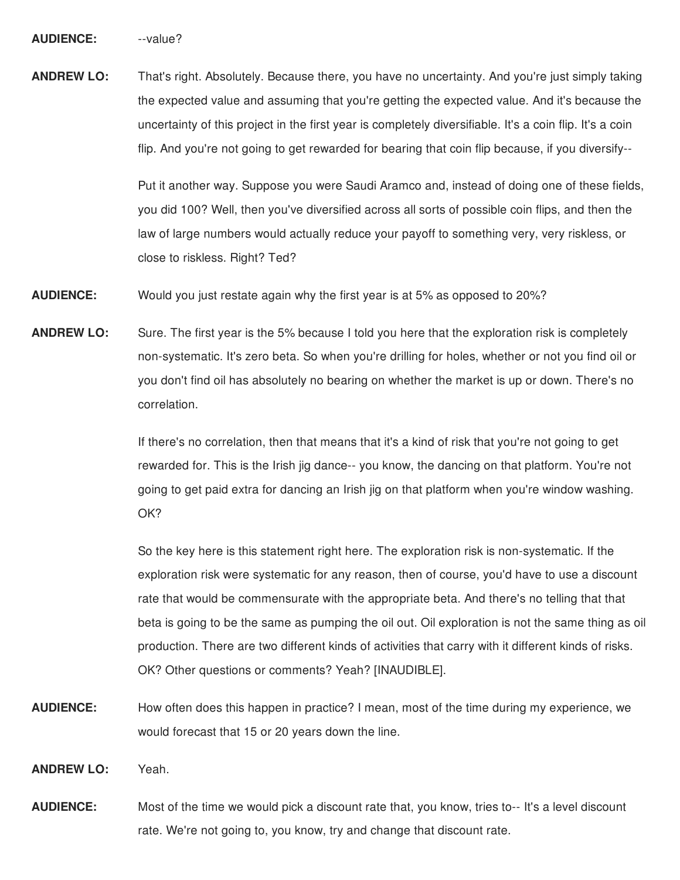**AUDIENCE:** --value?

**ANDREW LO:** That's right. Absolutely. Because there, you have no uncertainty. And you're just simply taking the expected value and assuming that you're getting the expected value. And it's because the uncertainty of this project in the first year is completely diversifiable. It's a coin flip. It's a coin flip. And you're not going to get rewarded for bearing that coin flip because, if you diversify--

Put it another way. Suppose you were Saudi Aramco and, instead of doing one of these fields, you did 100? Well, then you've diversified across all sorts of possible coin flips, and then the law of large numbers would actually reduce your payoff to something very, very riskless, or close to riskless. Right? Ted?

**AUDIENCE:** Would you just restate again why the first year is at 5% as opposed to 20%?

**ANDREW LO:** Sure. The first year is the 5% because I told you here that the exploration risk is completely non-systematic. It's zero beta. So when you're drilling for holes, whether or not you find oil or you don't find oil has absolutely no bearing on whether the market is up or down. There's no correlation.

If there's no correlation, then that means that it's a kind of risk that you're not going to get rewarded for. This is the Irish jig dance-- you know, the dancing on that platform. You're not going to get paid extra for dancing an Irish jig on that platform when you're window washing. OK?

So the key here is this statement right here. The exploration risk is non-systematic. If the exploration risk were systematic for any reason, then of course, you'd have to use a discount rate that would be commensurate with the appropriate beta. And there's no telling that that beta is going to be the same as pumping the oil out. Oil exploration is not the same thing as oil production. There are two different kinds of activities that carry with it different kinds of risks. OK? Other questions or comments? Yeah? [INAUDIBLE].

**AUDIENCE:** How often does this happen in practice? I mean, most of the time during my experience, we would forecast that 15 or 20 years down the line.

**ANDREW LO:** Yeah.

**AUDIENCE:** Most of the time we would pick a discount rate that, you know, tries to-- It's a level discount rate. We're not going to, you know, try and change that discount rate.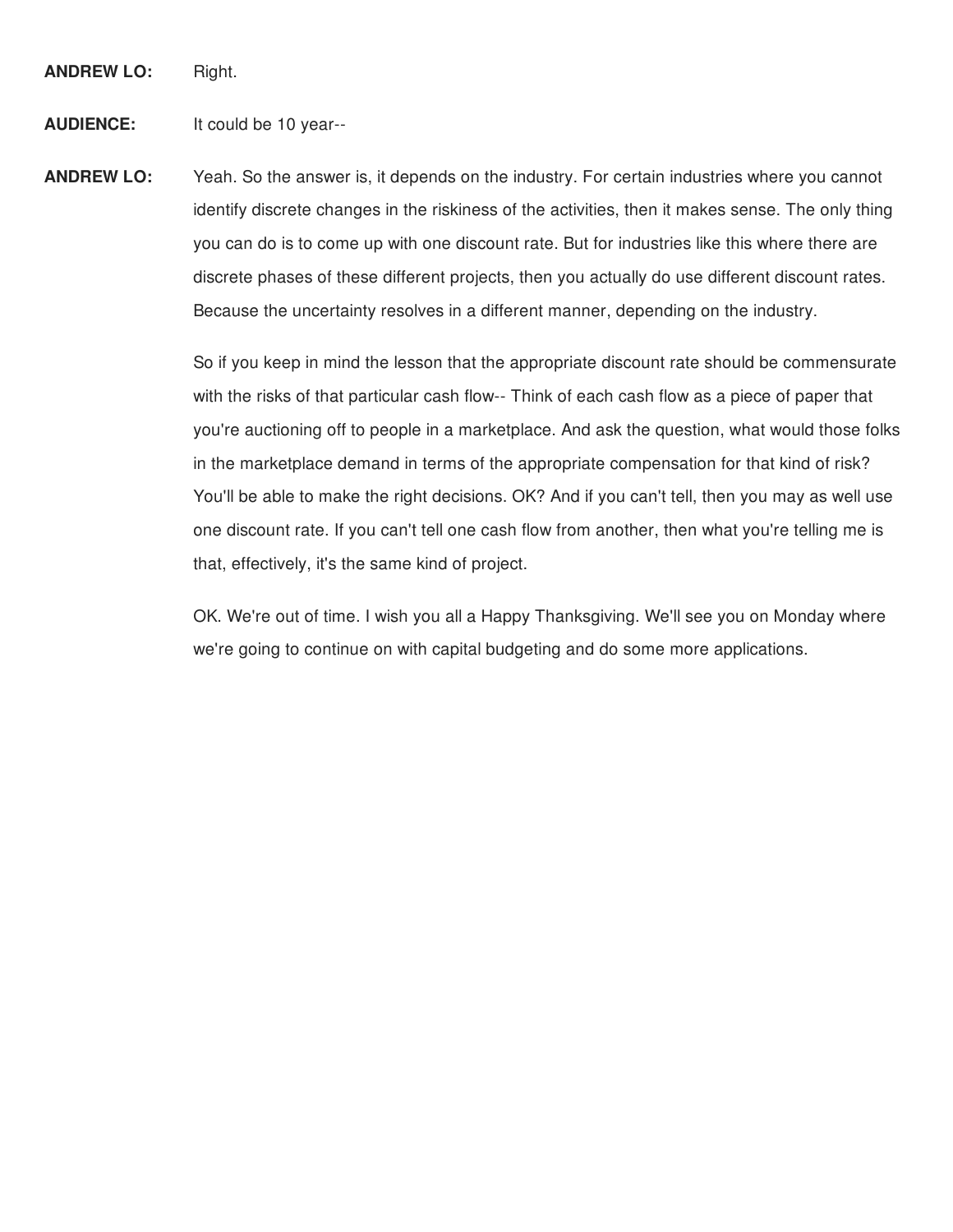**ANDREW LO:** Right.

**AUDIENCE:** It could be 10 year--

**ANDREW LO:** Yeah. So the answer is, it depends on the industry. For certain industries where you cannot identify discrete changes in the riskiness of the activities, then it makes sense. The only thing you can do is to come up with one discount rate. But for industries like this where there are discrete phases of these different projects, then you actually do use different discount rates. Because the uncertainty resolves in a different manner, depending on the industry.

So if you keep in mind the lesson that the appropriate discount rate should be commensurate with the risks of that particular cash flow-- Think of each cash flow as a piece of paper that you're auctioning off to people in a marketplace. And ask the question, what would those folks in the marketplace demand in terms of the appropriate compensation for that kind of risk? You'll be able to make the right decisions. OK? And if you can't tell, then you may as well use one discount rate. If you can't tell one cash flow from another, then what you're telling me is that, effectively, it's the same kind of project.

OK. We're out of time. I wish you all a Happy Thanksgiving. We'll see you on Monday where we're going to continue on with capital budgeting and do some more applications.